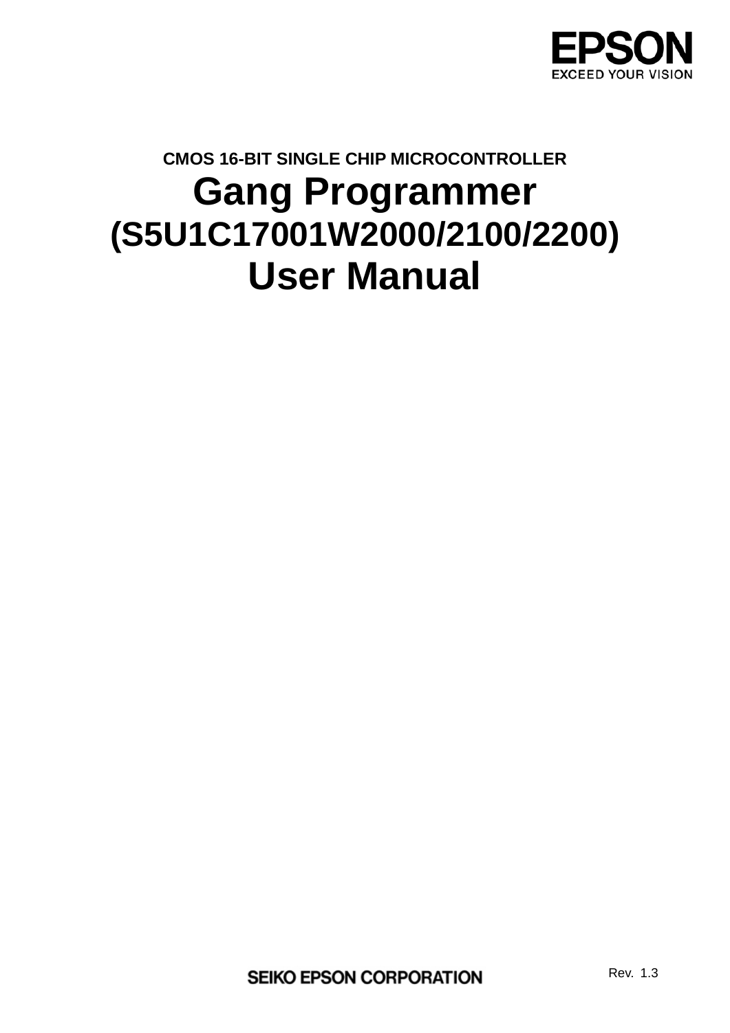EPSON

EXCEED YOUR VISION

CMOS 16-BIT SINGLE CHIP MICROCONTROLLER

# Gang Programmer (S5U1C17001W2000/2100/2200) User Manual

SEIKO EPSON CORPORATION

Rev. 1.3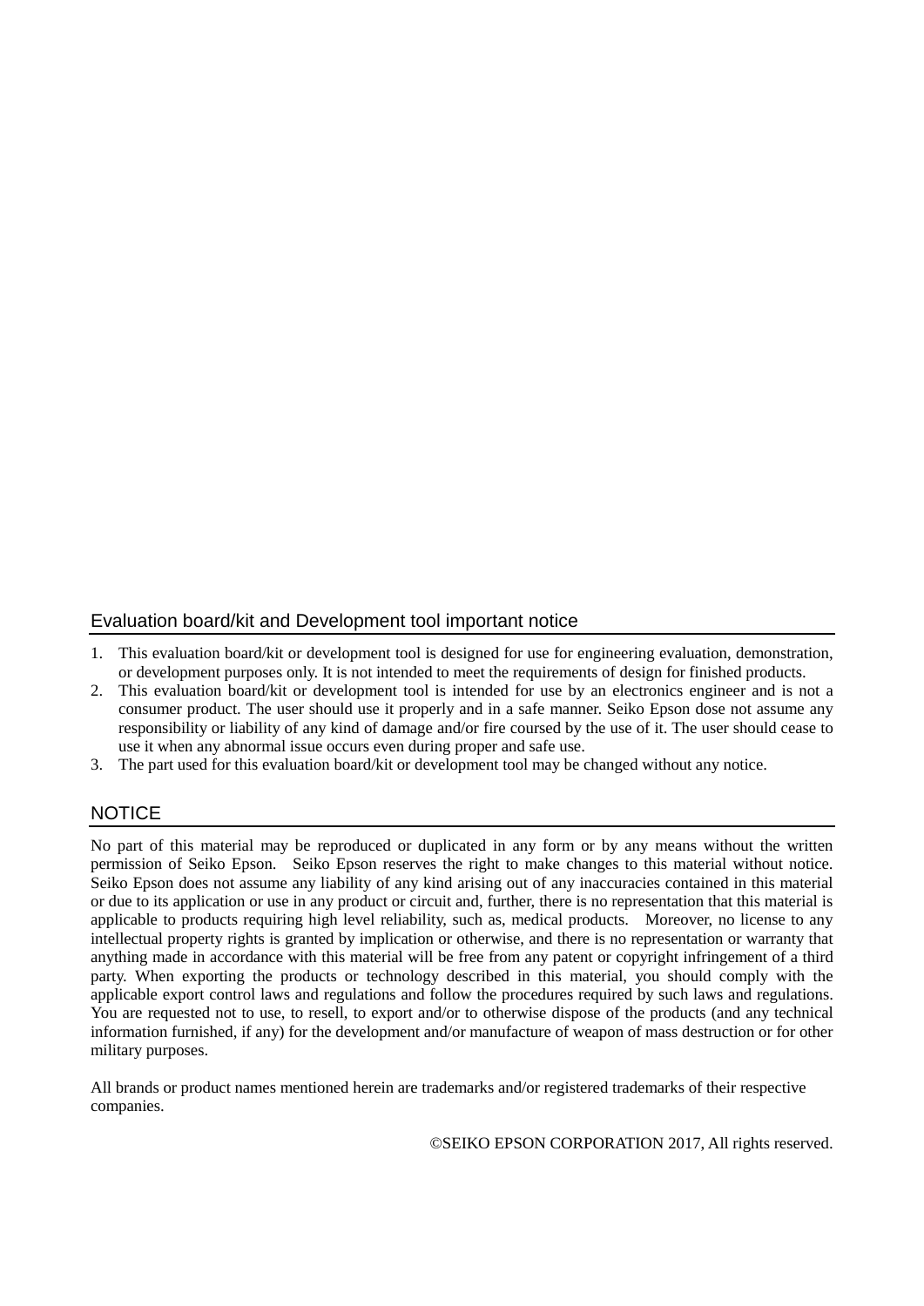## Evaluation board/kit and Development tool important notice

1. This evaluation board/kit or development tool is designed for use for engineering evaluation, demonstration, or development purposes only. It is not intended to meet the requirements of design for finished products.
2. This evaluation board/kit or development tool is intended for use by an electronics engineer and is not a consumer product. The user should use it properly and in a safe manner. Seiko Epson dose not assume any responsibility or liability of any kind of damage and/or fire coursed by the use of it. The user should cease to use it when any abnormal issue occurs even during proper and safe use.
3. The part used for this evaluation board/kit or development tool may be changed without any notice.

## NOTICE

No part of this material may be reproduced or duplicated in any form or by any means without the written permission of Seiko Epson. Seiko Epson reserves the right to make changes to this material without notice. Seiko Epson does not assume any liability of any kind arising out of any inaccuracies contained in this material or due to its application or use in any product or circuit and, further, there is no representation that this material is applicable to products requiring high level reliability, such as, medical products. Moreover, no license to any intellectual property rights is granted by implication or otherwise, and there is no representation or warranty that anything made in accordance with this material will be free from any patent or copyright infringement of a third party. When exporting the products or technology described in this material, you should comply with the applicable export control laws and regulations and follow the procedures required by such laws and regulations. You are requested not to use, to resell, to export and/or to otherwise dispose of the products (and any technical information furnished, if any) for the development and/or manufacture of weapon of mass destruction or for other military purposes.

All brands or product names mentioned herein are trademarks and/or registered trademarks of their respective companies.

©SEIKO EPSON CORPORATION 2017, All rights reserved.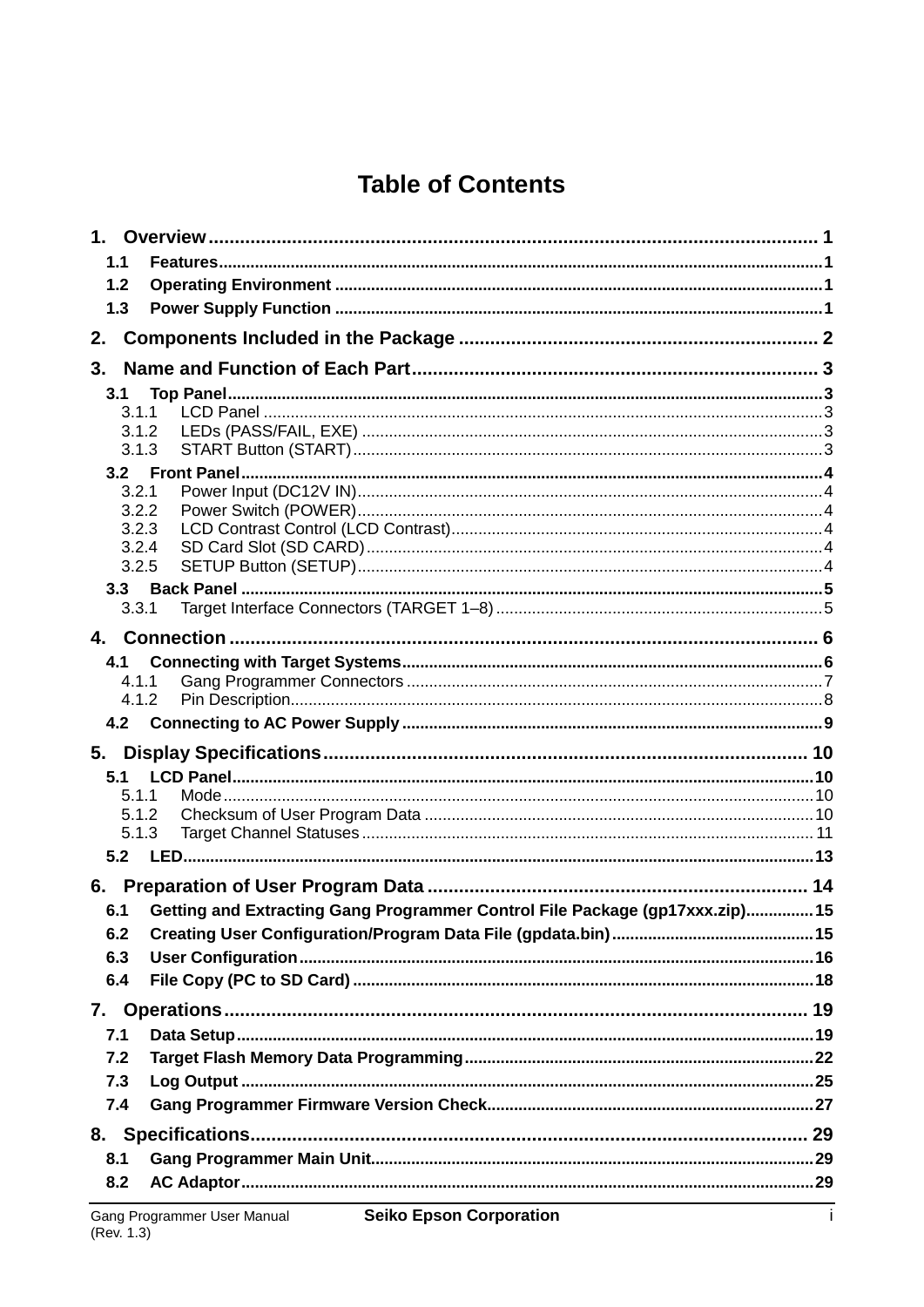# Table of Contents

1. Overview ........ 1
   - 1.1 Features ........ 1
   - 1.2 Operating Environment ........ 1
   - 1.3 Power Supply Function ........ 1
2. Components Included in the Package ........ 2
3. Name and Function of Each Part ........ 3
   - 3.1 Top Panel ........ 3
     - 3.1.1 LCD Panel ........ 3
     - 3.1.2 LEDs (PASS/FAIL, EXE) ........ 3
     - 3.1.3 START Button (START) ........ 3
   - 3.2 Front Panel ........ 4
     - 3.2.1 Power Input (DC12V IN) ........ 4
     - 3.2.2 Power Switch (POWER) ........ 4
     - 3.2.3 LCD Contrast Control (LCD Contrast) ........ 4
     - 3.2.4 SD Card Slot (SD CARD) ........ 4
     - 3.2.5 SETUP Button (SETUP) ........ 4
   - 3.3 Back Panel ........ 5
     - 3.3.1 Target Interface Connectors (TARGET 1–8) ........ 5
4. Connection ........ 6
   - 4.1 Connecting with Target Systems ........ 6
     - 4.1.1 Gang Programmer Connectors ........ 7
     - 4.1.2 Pin Description ........ 8
   - 4.2 Connecting to AC Power Supply ........ 9
5. Display Specifications ........ 10
   - 5.1 LCD Panel ........ 10
     - 5.1.1 Mode ........ 10
     - 5.1.2 Checksum of User Program Data ........ 10
     - 5.1.3 Target Channel Statuses ........ 11
   - 5.2 LED ........ 13
6. Preparation of User Program Data ........ 14
   - 6.1 Getting and Extracting Gang Programmer Control File Package (gp17xxx.zip) ........ 15
   - 6.2 Creating User Configuration/Program Data File (gpdata.bin) ........ 15
   - 6.3 User Configuration ........ 16
   - 6.4 File Copy (PC to SD Card) ........ 18
7. Operations ........ 19
   - 7.1 Data Setup ........ 19
   - 7.2 Target Flash Memory Data Programming ........ 22
   - 7.3 Log Output ........ 25
   - 7.4 Gang Programmer Firmware Version Check ........ 27
8. Specifications ........ 29
   - 8.1 Gang Programmer Main Unit ........ 29
   - 8.2 AC Adaptor ........ 29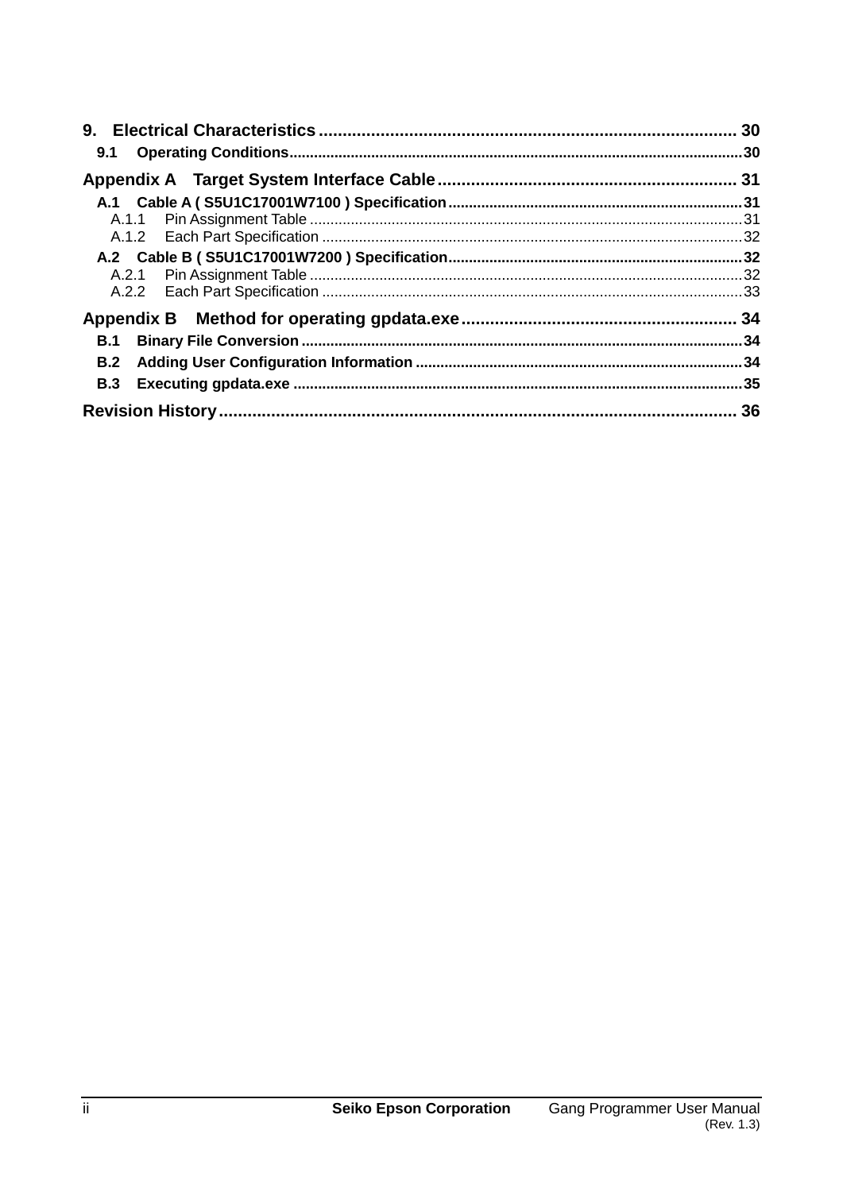**9. Electrical Characteristics** ........................................................................................ 30

**9.1 Operating Conditions**.............................................................................................................30

**Appendix A Target System Interface Cable**............................................................... 31

**A.1 Cable A ( S5U1C17001W7100 ) Specification**.......................................................................31

A.1.1 Pin Assignment Table .........................................................................................................31

A.1.2 Each Part Specification ......................................................................................................32

**A.2 Cable B ( S5U1C17001W7200 ) Specification**.......................................................................32

A.2.1 Pin Assignment Table .........................................................................................................32

A.2.2 Each Part Specification ......................................................................................................33

**Appendix B Method for operating gpdata.exe**.......................................................... 34

**B.1 Binary File Conversion**...........................................................................................................34

**B.2 Adding User Configuration Information** ...............................................................................34

**B.3 Executing gpdata.exe** .............................................................................................................35

**Revision History**............................................................................................................ 36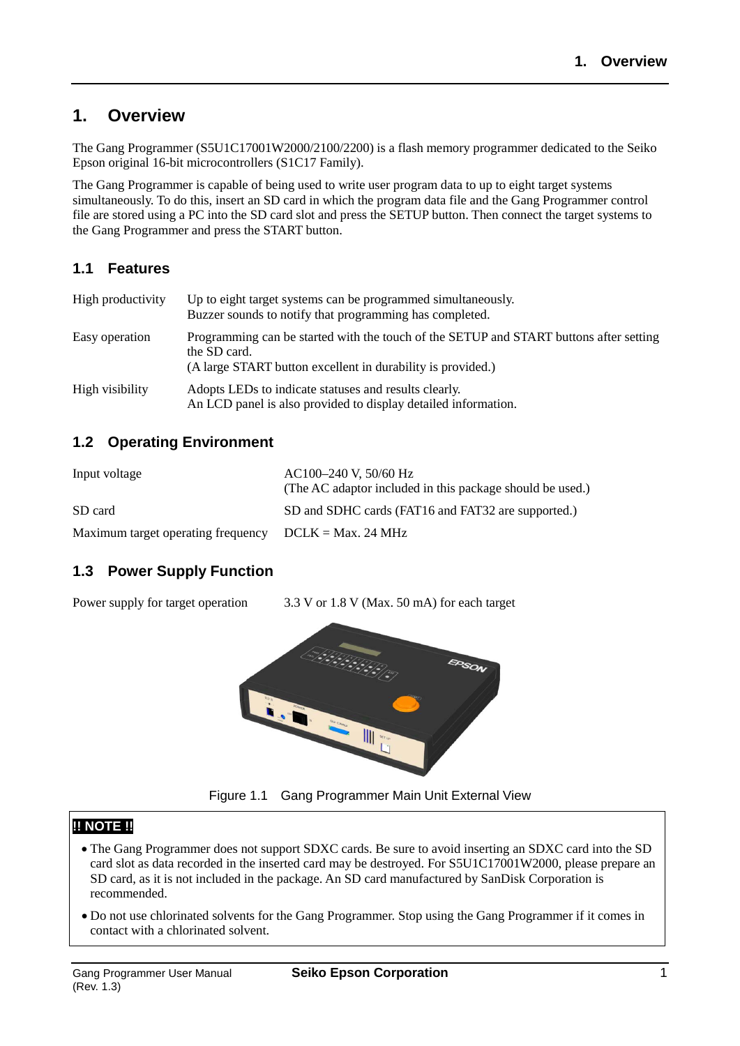# 1. Overview

The Gang Programmer (S5U1C17001W2000/2100/2200) is a flash memory programmer dedicated to the Seiko Epson original 16-bit microcontrollers (S1C17 Family).

The Gang Programmer is capable of being used to write user program data to up to eight target systems simultaneously. To do this, insert an SD card in which the program data file and the Gang Programmer control file are stored using a PC into the SD card slot and press the SETUP button. Then connect the target systems to the Gang Programmer and press the START button.

## 1.1 Features

| | |
|---|---|
| High productivity | Up to eight target systems can be programmed simultaneously.<br>Buzzer sounds to notify that programming has completed. |
| Easy operation | Programming can be started with the touch of the SETUP and START buttons after setting the SD card.<br>(A large START button excellent in durability is provided.) |
| High visibility | Adopts LEDs to indicate statuses and results clearly.<br>An LCD panel is also provided to display detailed information. |

## 1.2 Operating Environment

| | |
|---|---|
| Input voltage | AC100–240 V, 50/60 Hz<br>(The AC adaptor included in this package should be used.) |
| SD card | SD and SDHC cards (FAT16 and FAT32 are supported.) |
| Maximum target operating frequency | DCLK = Max. 24 MHz |

## 1.3 Power Supply Function

| | |
|---|---|
| Power supply for target operation | 3.3 V or 1.8 V (Max. 50 mA) for each target |

Figure 1.1 Gang Programmer Main Unit External View

**!! NOTE !!**

- The Gang Programmer does not support SDXC cards. Be sure to avoid inserting an SDXC card into the SD card slot as data recorded in the inserted card may be destroyed. For S5U1C17001W2000, please prepare an SD card, as it is not included in the package. An SD card manufactured by SanDisk Corporation is recommended.
- Do not use chlorinated solvents for the Gang Programmer. Stop using the Gang Programmer if it comes in contact with a chlorinated solvent.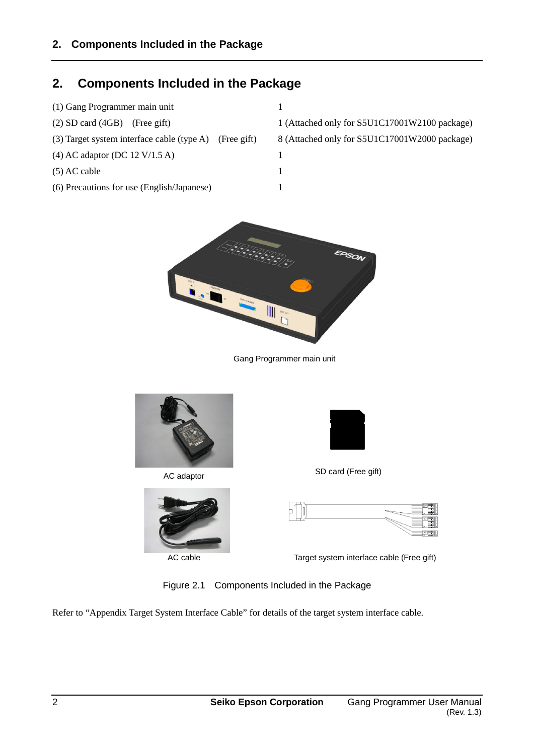# 2. Components Included in the Package

| | |
|---|---|
| (1) Gang Programmer main unit | 1 |
| (2) SD card (4GB) (Free gift) | 1 (Attached only for S5U1C17001W2100 package) |
| (3) Target system interface cable (type A) (Free gift) | 8 (Attached only for S5U1C17001W2000 package) |
| (4) AC adaptor (DC 12 V/1.5 A) | 1 |
| (5) AC cable | 1 |
| (6) Precautions for use (English/Japanese) | 1 |

Gang Programmer main unit

AC adaptor

SD card (Free gift)

AC cable

Target system interface cable (Free gift)

Figure 2.1 Components Included in the Package

Refer to “Appendix Target System Interface Cable” for details of the target system interface cable.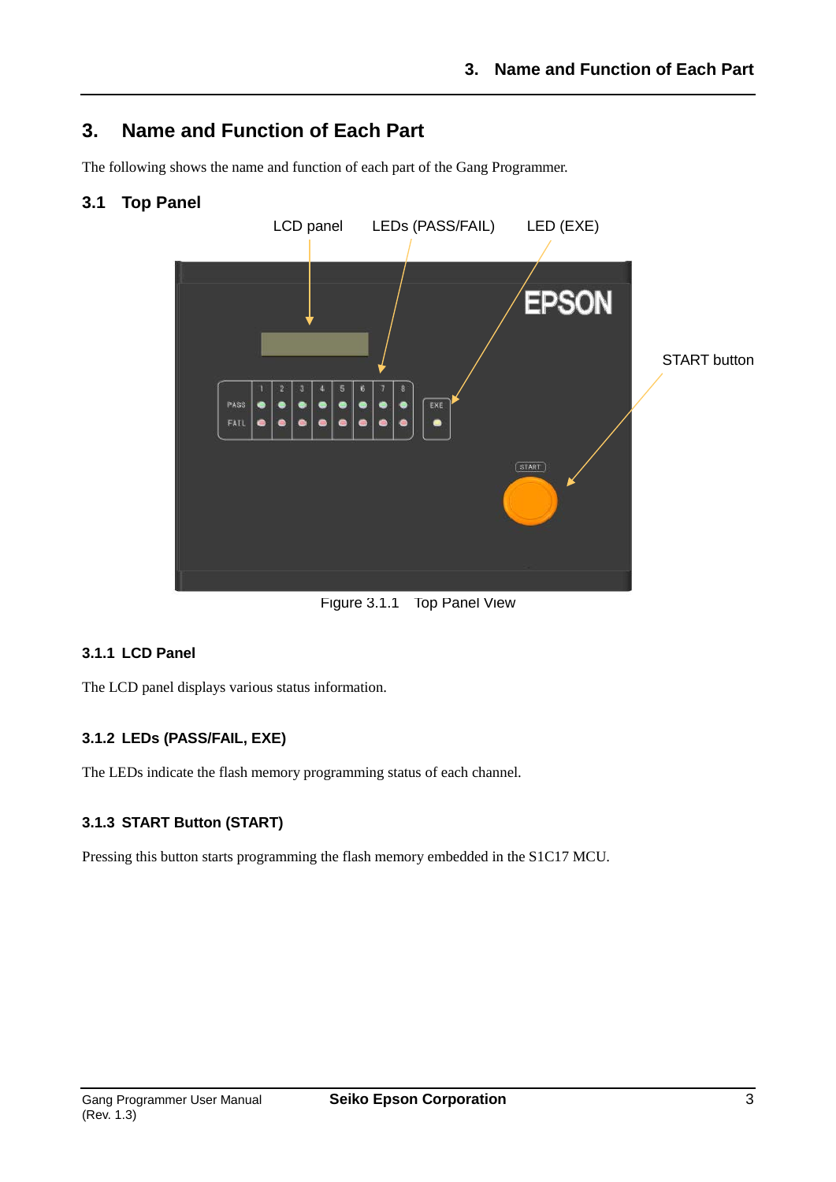# 3. Name and Function of Each Part

The following shows the name and function of each part of the Gang Programmer.

## 3.1 Top Panel

Figure 3.1.1 Top Panel View

### 3.1.1 LCD Panel

The LCD panel displays various status information.

### 3.1.2 LEDs (PASS/FAIL, EXE)

The LEDs indicate the flash memory programming status of each channel.

### 3.1.3 START Button (START)

Pressing this button starts programming the flash memory embedded in the S1C17 MCU.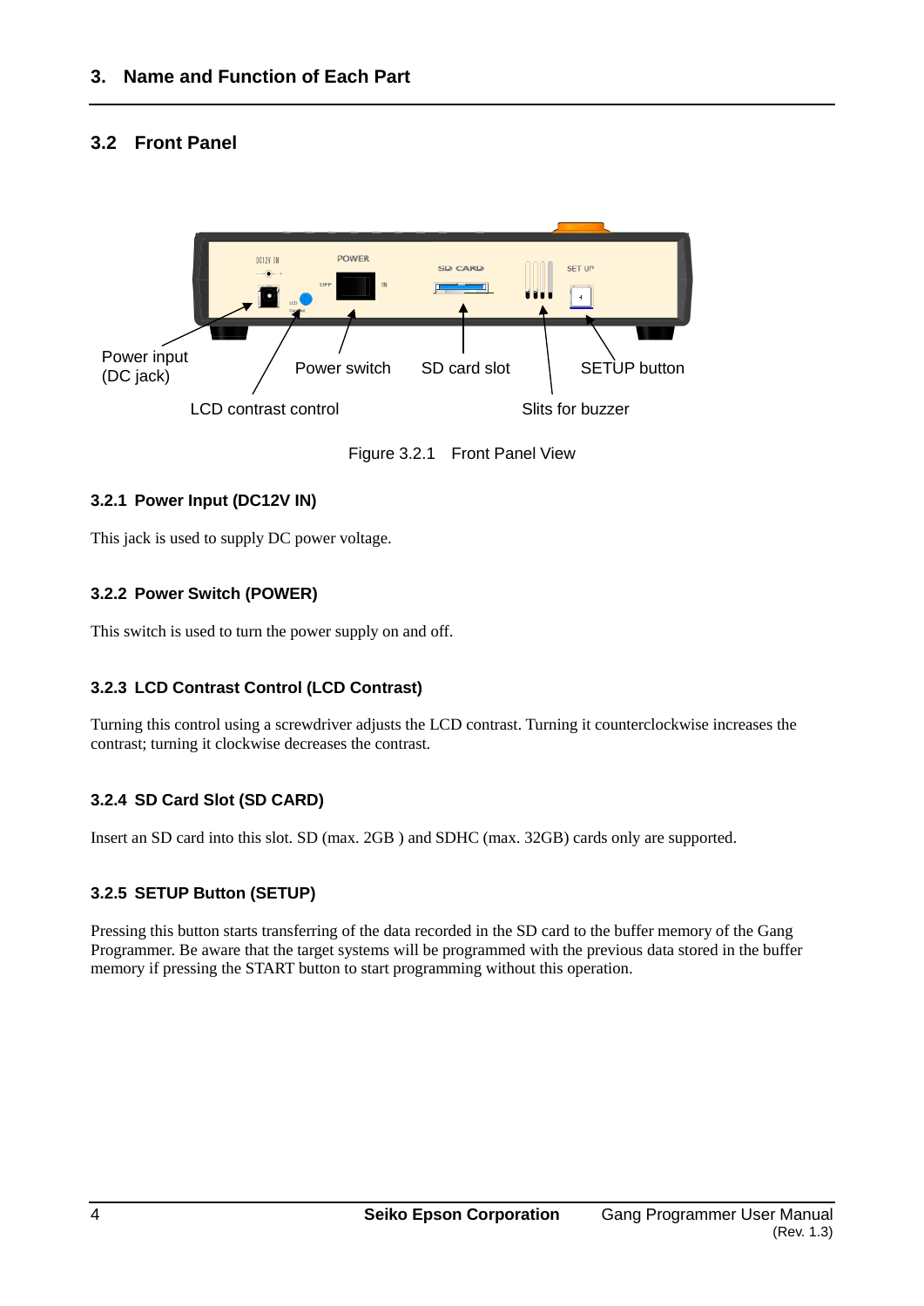## 3.2 Front Panel

Power input (DC jack)

LCD contrast control

Power switch

SD card slot

Slits for buzzer

SETUP button

Figure 3.2.1 Front Panel View

### 3.2.1 Power Input (DC12V IN)

This jack is used to supply DC power voltage.

### 3.2.2 Power Switch (POWER)

This switch is used to turn the power supply on and off.

### 3.2.3 LCD Contrast Control (LCD Contrast)

Turning this control using a screwdriver adjusts the LCD contrast. Turning it counterclockwise increases the contrast; turning it clockwise decreases the contrast.

### 3.2.4 SD Card Slot (SD CARD)

Insert an SD card into this slot. SD (max. 2GB ) and SDHC (max. 32GB) cards only are supported.

### 3.2.5 SETUP Button (SETUP)

Pressing this button starts transferring of the data recorded in the SD card to the buffer memory of the Gang Programmer. Be aware that the target systems will be programmed with the previous data stored in the buffer memory if pressing the START button to start programming without this operation.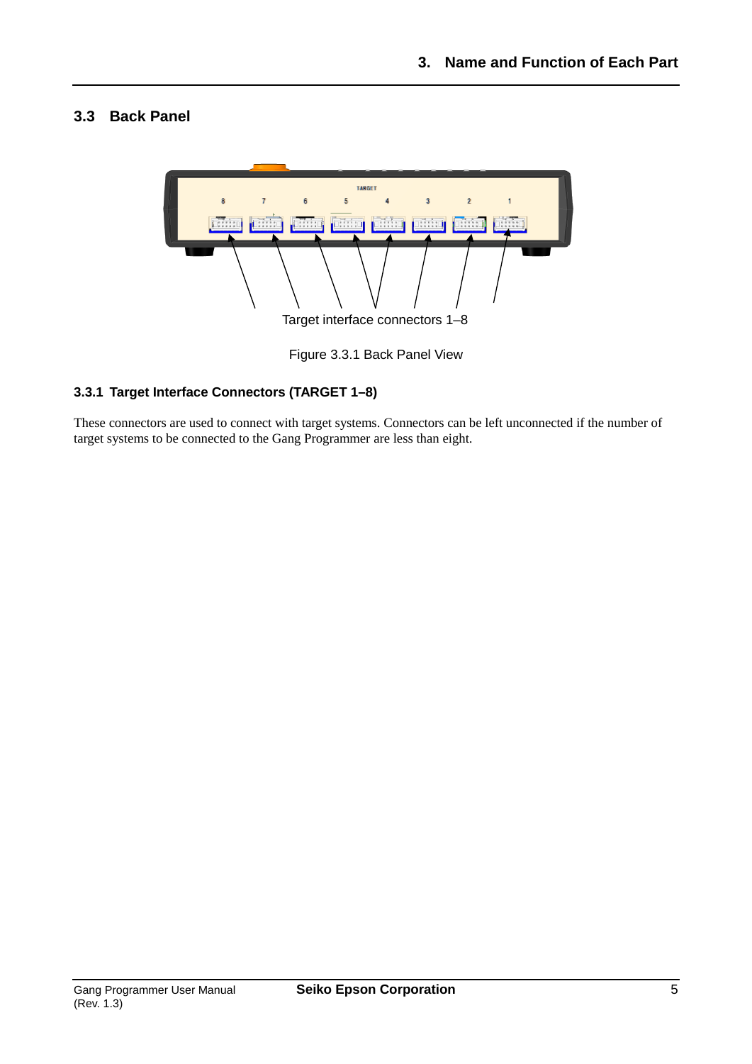## 3.3 Back Panel

Target interface connectors 1–8

Figure 3.3.1 Back Panel View

### 3.3.1 Target Interface Connectors (TARGET 1–8)

These connectors are used to connect with target systems. Connectors can be left unconnected if the number of target systems to be connected to the Gang Programmer are less than eight.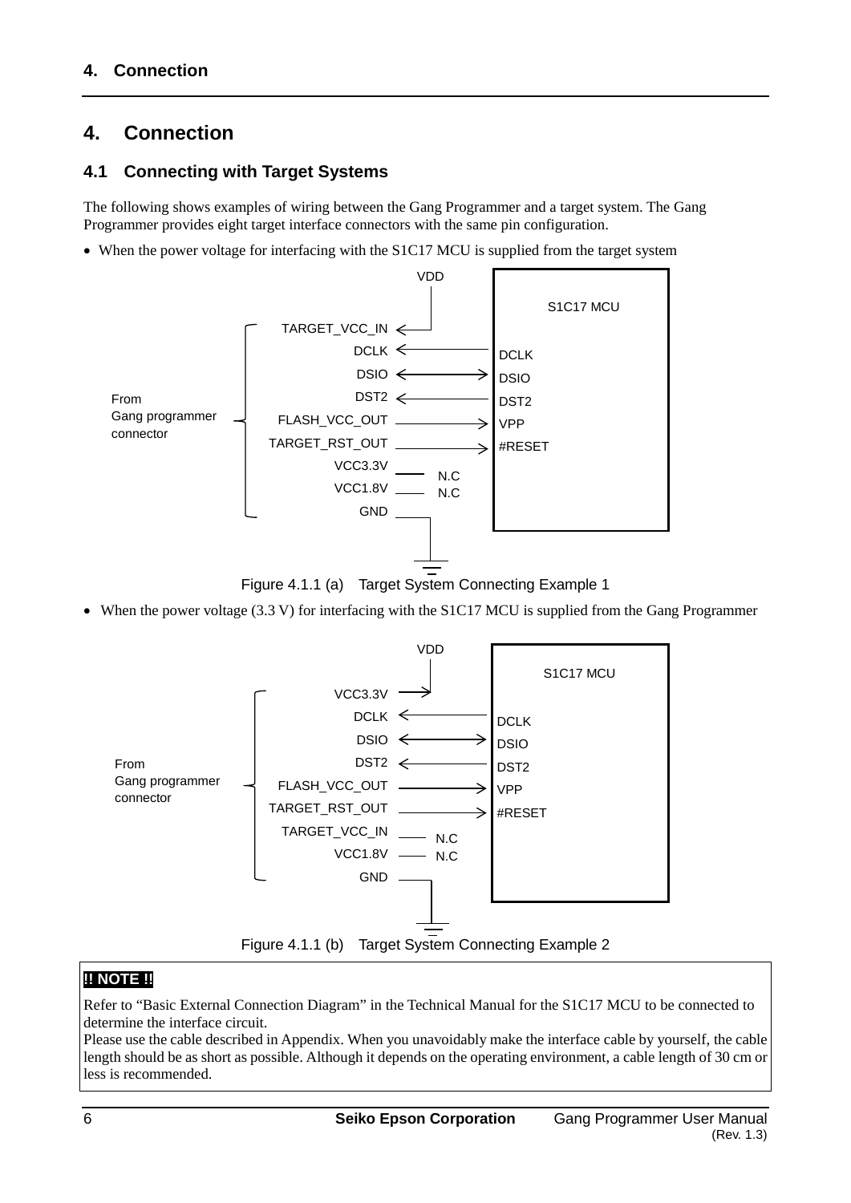# 4. Connection

## 4.1 Connecting with Target Systems

The following shows examples of wiring between the Gang Programmer and a target system. The Gang Programmer provides eight target interface connectors with the same pin configuration.

- When the power voltage for interfacing with the S1C17 MCU is supplied from the target system

Figure 4.1.1 (a) Target System Connecting Example 1

- When the power voltage (3.3 V) for interfacing with the S1C17 MCU is supplied from the Gang Programmer

Figure 4.1.1 (b) Target System Connecting Example 2

**!! NOTE !!**

Refer to "Basic External Connection Diagram" in the Technical Manual for the S1C17 MCU to be connected to determine the interface circuit.
Please use the cable described in Appendix. When you unavoidably make the interface cable by yourself, the cable length should be as short as possible. Although it depends on the operating environment, a cable length of 30 cm or less is recommended.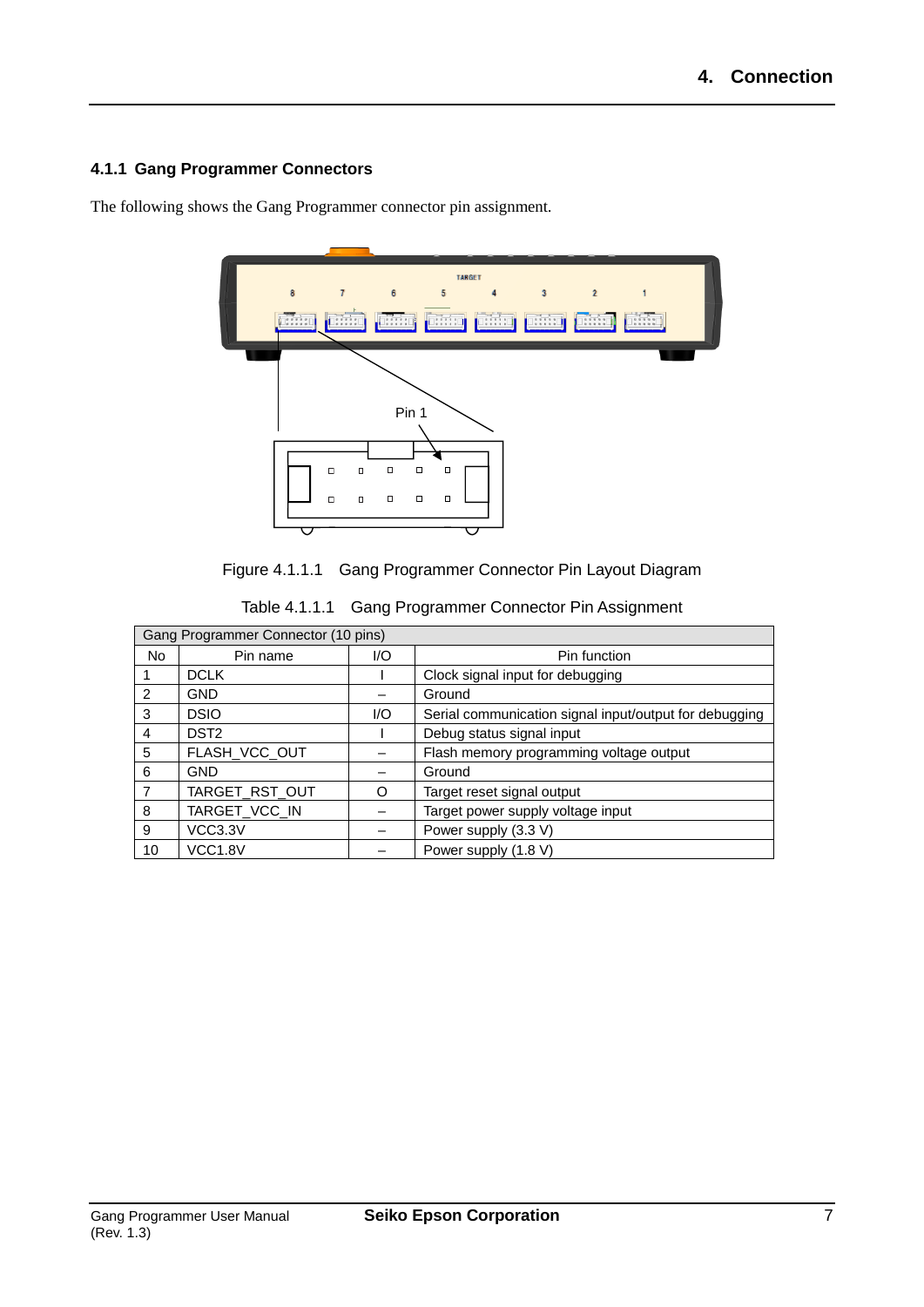### 4.1.1 Gang Programmer Connectors

The following shows the Gang Programmer connector pin assignment.

Figure 4.1.1.1 Gang Programmer Connector Pin Layout Diagram

Table 4.1.1.1 Gang Programmer Connector Pin Assignment

| Gang Programmer Connector (10 pins) | | | |
|---|---|---|---|
| No | Pin name | I/O | Pin function |
| 1 | DCLK | I | Clock signal input for debugging |
| 2 | GND | – | Ground |
| 3 | DSIO | I/O | Serial communication signal input/output for debugging |
| 4 | DST2 | I | Debug status signal input |
| 5 | FLASH_VCC_OUT | – | Flash memory programming voltage output |
| 6 | GND | – | Ground |
| 7 | TARGET_RST_OUT | O | Target reset signal output |
| 8 | TARGET_VCC_IN | – | Target power supply voltage input |
| 9 | VCC3.3V | – | Power supply (3.3 V) |
| 10 | VCC1.8V | – | Power supply (1.8 V) |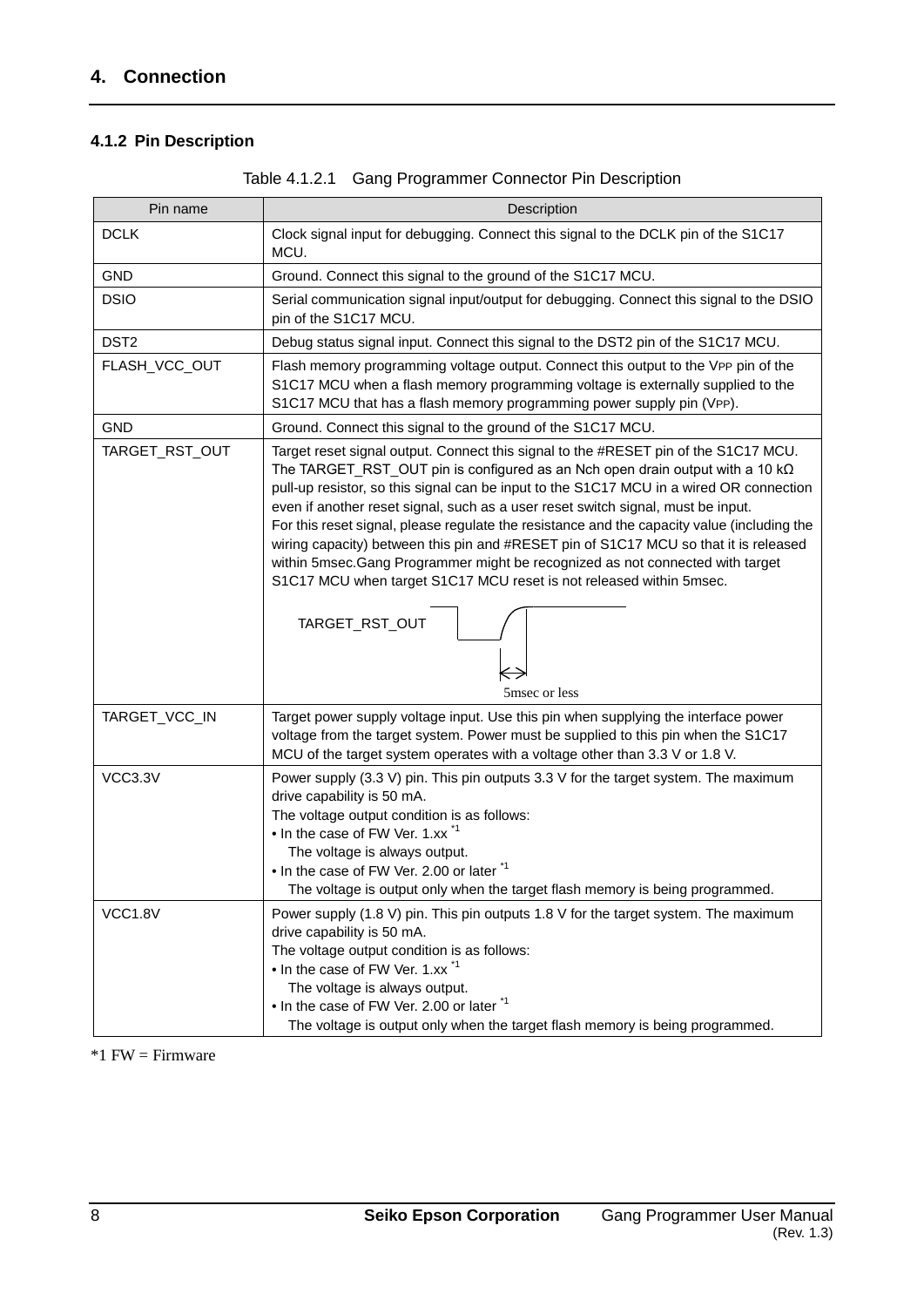## 4. Connection

### 4.1.2 Pin Description

Table 4.1.2.1 Gang Programmer Connector Pin Description

| Pin name | Description |
|---|---|
| DCLK | Clock signal input for debugging. Connect this signal to the DCLK pin of the S1C17 MCU. |
| GND | Ground. Connect this signal to the ground of the S1C17 MCU. |
| DSIO | Serial communication signal input/output for debugging. Connect this signal to the DSIO pin of the S1C17 MCU. |
| DST2 | Debug status signal input. Connect this signal to the DST2 pin of the S1C17 MCU. |
| FLASH_VCC_OUT | Flash memory programming voltage output. Connect this output to the $V_{PP}$ pin of the S1C17 MCU when a flash memory programming voltage is externally supplied to the S1C17 MCU that has a flash memory programming power supply pin ($V_{PP}$). |
| GND | Ground. Connect this signal to the ground of the S1C17 MCU. |
| TARGET_RST_OUT | Target reset signal output. Connect this signal to the #RESET pin of the S1C17 MCU. The TARGET_RST_OUT pin is configured as an Nch open drain output with a 10 kΩ pull-up resistor, so this signal can be input to the S1C17 MCU in a wired OR connection even if another reset signal, such as a user reset switch signal, must be input.<br>For this reset signal, please regulate the resistance and the capacity value (including the wiring capacity) between this pin and #RESET pin of S1C17 MCU so that it is released within 5msec.Gang Programmer might be recognized as not connected with target S1C17 MCU when target S1C17 MCU reset is not released within 5msec.<br>TARGET_RST_OUT<br>5msec or less |
| TARGET_VCC_IN | Target power supply voltage input. Use this pin when supplying the interface power voltage from the target system. Power must be supplied to this pin when the S1C17 MCU of the target system operates with a voltage other than 3.3 V or 1.8 V. |
| VCC3.3V | Power supply (3.3 V) pin. This pin outputs 3.3 V for the target system. The maximum drive capability is 50 mA.<br>The voltage output condition is as follows:<br>• In the case of FW Ver. 1.xx *1<br>The voltage is always output.<br>• In the case of FW Ver. 2.00 or later *1<br>The voltage is output only when the target flash memory is being programmed. |
| VCC1.8V | Power supply (1.8 V) pin. This pin outputs 1.8 V for the target system. The maximum drive capability is 50 mA.<br>The voltage output condition is as follows:<br>• In the case of FW Ver. 1.xx *1<br>The voltage is always output.<br>• In the case of FW Ver. 2.00 or later *1<br>The voltage is output only when the target flash memory is being programmed. |

*1 FW = Firmware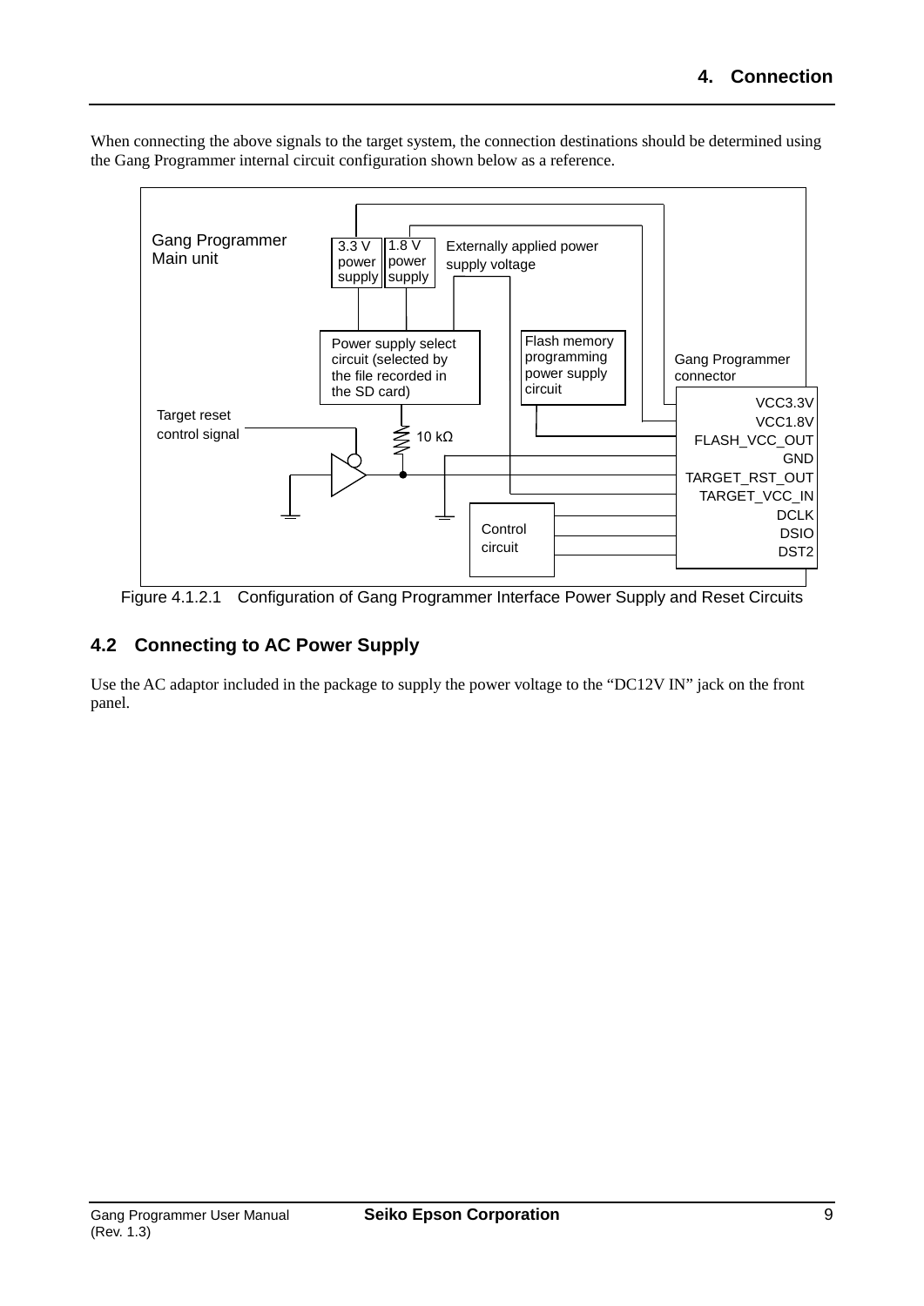When connecting the above signals to the target system, the connection destinations should be determined using the Gang Programmer internal circuit configuration shown below as a reference.

Figure 4.1.2.1 Configuration of Gang Programmer Interface Power Supply and Reset Circuits

## 4.2 Connecting to AC Power Supply

Use the AC adaptor included in the package to supply the power voltage to the “DC12V IN” jack on the front panel.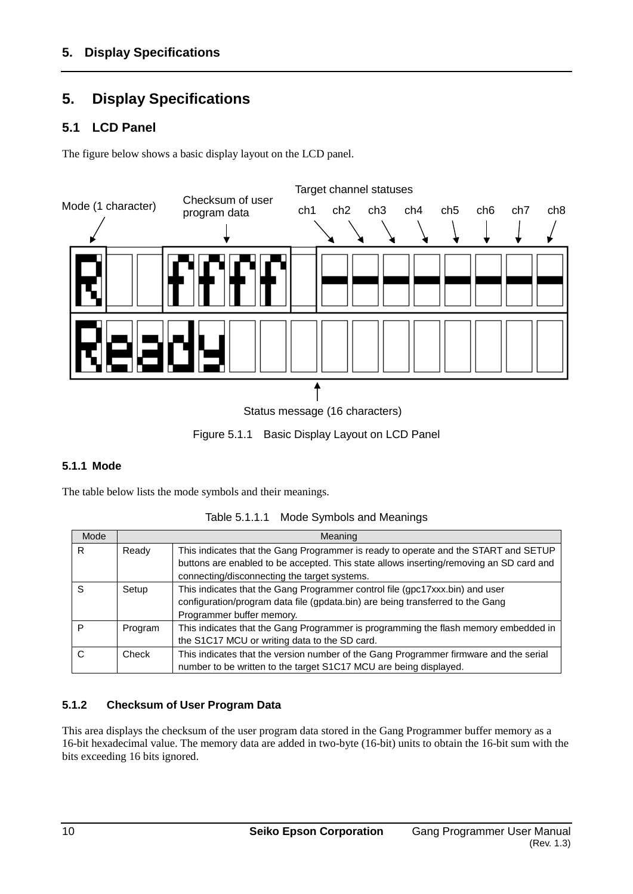# 5. Display Specifications

## 5.1 LCD Panel

The figure below shows a basic display layout on the LCD panel.

Mode (1 character) | Checksum of user program data | Target channel statuses: ch1 ch2 ch3 ch4 ch5 ch6 ch7 ch8

```
R  FFFF ▬▬▬▬▬▬▬▬
Ready
```

Status message (16 characters)

Figure 5.1.1 Basic Display Layout on LCD Panel

### 5.1.1 Mode

The table below lists the mode symbols and their meanings.

Table 5.1.1.1 Mode Symbols and Meanings

| Mode | Meaning | |
|---|---|---|
| R | Ready | This indicates that the Gang Programmer is ready to operate and the START and SETUP buttons are enabled to be accepted. This state allows inserting/removing an SD card and connecting/disconnecting the target systems. |
| S | Setup | This indicates that the Gang Programmer control file (gpc17xxx.bin) and user configuration/program data file (gpdata.bin) are being transferred to the Gang Programmer buffer memory. |
| P | Program | This indicates that the Gang Programmer is programming the flash memory embedded in the S1C17 MCU or writing data to the SD card. |
| C | Check | This indicates that the version number of the Gang Programmer firmware and the serial number to be written to the target S1C17 MCU are being displayed. |

### 5.1.2 Checksum of User Program Data

This area displays the checksum of the user program data stored in the Gang Programmer buffer memory as a 16-bit hexadecimal value. The memory data are added in two-byte (16-bit) units to obtain the 16-bit sum with the bits exceeding 16 bits ignored.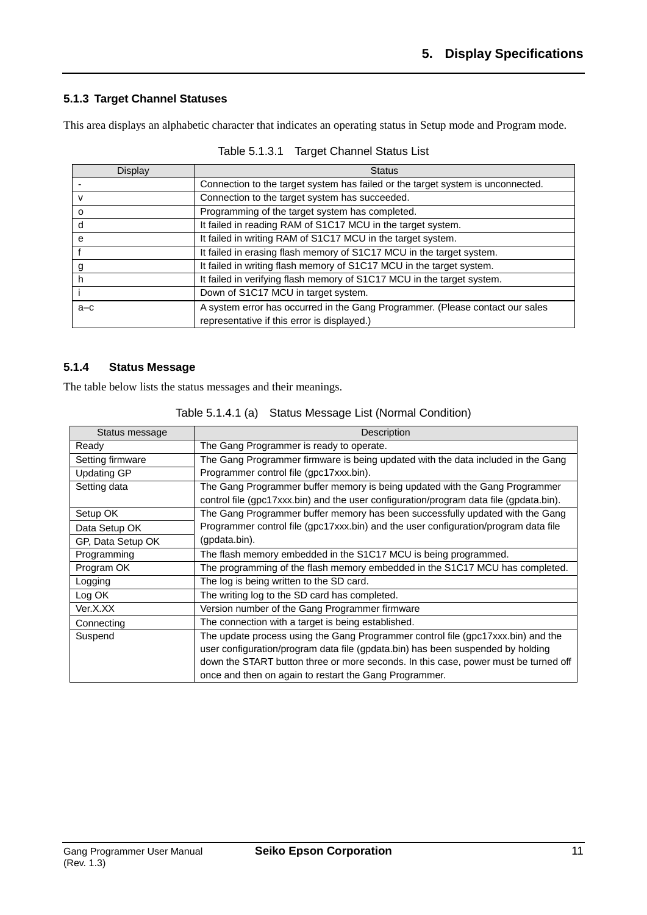### 5.1.3 Target Channel Statuses

This area displays an alphabetic character that indicates an operating status in Setup mode and Program mode.

Table 5.1.3.1 Target Channel Status List

| Display | Status |
|---|---|
| - | Connection to the target system has failed or the target system is unconnected. |
| v | Connection to the target system has succeeded. |
| o | Programming of the target system has completed. |
| d | It failed in reading RAM of S1C17 MCU in the target system. |
| e | It failed in writing RAM of S1C17 MCU in the target system. |
| f | It failed in erasing flash memory of S1C17 MCU in the target system. |
| g | It failed in writing flash memory of S1C17 MCU in the target system. |
| h | It failed in verifying flash memory of S1C17 MCU in the target system. |
| i | Down of S1C17 MCU in target system. |
| a–c | A system error has occurred in the Gang Programmer. (Please contact our sales representative if this error is displayed.) |

### 5.1.4 Status Message

The table below lists the status messages and their meanings.

Table 5.1.4.1 (a) Status Message List (Normal Condition)

| Status message | Description |
|---|---|
| Ready | The Gang Programmer is ready to operate. |
| Setting firmware | The Gang Programmer firmware is being updated with the data included in the Gang Programmer control file (gpc17xxx.bin). |
| Updating GP | |
| Setting data | The Gang Programmer buffer memory is being updated with the Gang Programmer control file (gpc17xxx.bin) and the user configuration/program data file (gpdata.bin). |
| Setup OK | The Gang Programmer buffer memory has been successfully updated with the Gang Programmer control file (gpc17xxx.bin) and the user configuration/program data file (gpdata.bin). |
| Data Setup OK | |
| GP, Data Setup OK | |
| Programming | The flash memory embedded in the S1C17 MCU is being programmed. |
| Program OK | The programming of the flash memory embedded in the S1C17 MCU has completed. |
| Logging | The log is being written to the SD card. |
| Log OK | The writing log to the SD card has completed. |
| Ver.X.XX | Version number of the Gang Programmer firmware |
| Connecting | The connection with a target is being established. |
| Suspend | The update process using the Gang Programmer control file (gpc17xxx.bin) and the user configuration/program data file (gpdata.bin) has been suspended by holding down the START button three or more seconds. In this case, power must be turned off once and then on again to restart the Gang Programmer. |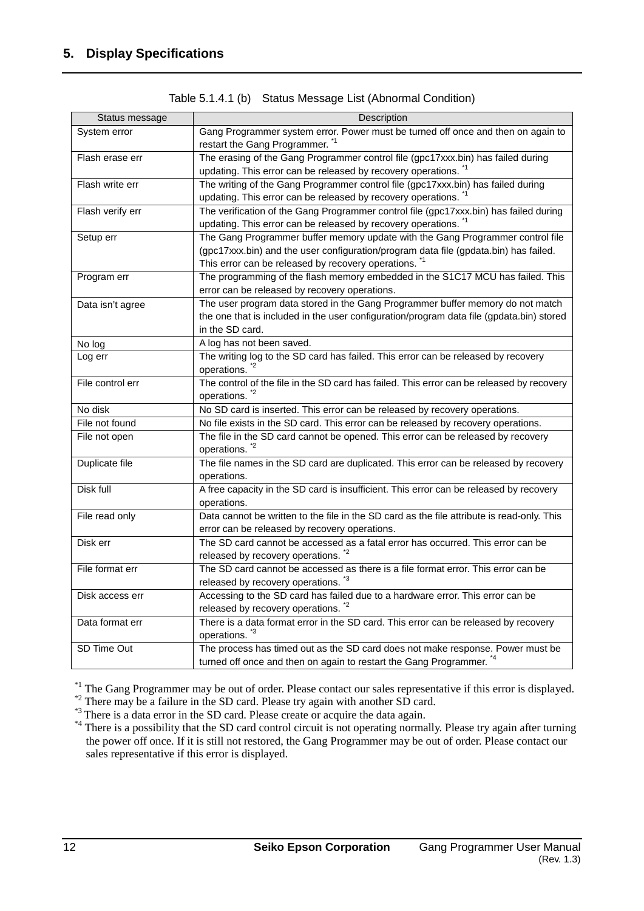Table 5.1.4.1 (b) Status Message List (Abnormal Condition)

| Status message | Description |
|---|---|
| System error | Gang Programmer system error. Power must be turned off once and then on again to restart the Gang Programmer. *1 |
| Flash erase err | The erasing of the Gang Programmer control file (gpc17xxx.bin) has failed during updating. This error can be released by recovery operations. *1 |
| Flash write err | The writing of the Gang Programmer control file (gpc17xxx.bin) has failed during updating. This error can be released by recovery operations. *1 |
| Flash verify err | The verification of the Gang Programmer control file (gpc17xxx.bin) has failed during updating. This error can be released by recovery operations. *1 |
| Setup err | The Gang Programmer buffer memory update with the Gang Programmer control file (gpc17xxx.bin) and the user configuration/program data file (gpdata.bin) has failed. This error can be released by recovery operations. *1 |
| Program err | The programming of the flash memory embedded in the S1C17 MCU has failed. This error can be released by recovery operations. |
| Data isn't agree | The user program data stored in the Gang Programmer buffer memory do not match the one that is included in the user configuration/program data file (gpdata.bin) stored in the SD card. |
| No log | A log has not been saved. |
| Log err | The writing log to the SD card has failed. This error can be released by recovery operations. *2 |
| File control err | The control of the file in the SD card has failed. This error can be released by recovery operations. *2 |
| No disk | No SD card is inserted. This error can be released by recovery operations. |
| File not found | No file exists in the SD card. This error can be released by recovery operations. |
| File not open | The file in the SD card cannot be opened. This error can be released by recovery operations. *2 |
| Duplicate file | The file names in the SD card are duplicated. This error can be released by recovery operations. |
| Disk full | A free capacity in the SD card is insufficient. This error can be released by recovery operations. |
| File read only | Data cannot be written to the file in the SD card as the file attribute is read-only. This error can be released by recovery operations. |
| Disk err | The SD card cannot be accessed as a fatal error has occurred. This error can be released by recovery operations. *2 |
| File format err | The SD card cannot be accessed as there is a file format error. This error can be released by recovery operations. *3 |
| Disk access err | Accessing to the SD card has failed due to a hardware error. This error can be released by recovery operations. *2 |
| Data format err | There is a data format error in the SD card. This error can be released by recovery operations. *3 |
| SD Time Out | The process has timed out as the SD card does not make response. Power must be turned off once and then on again to restart the Gang Programmer. *4 |

*1 The Gang Programmer may be out of order. Please contact our sales representative if this error is displayed.
*2 There may be a failure in the SD card. Please try again with another SD card.
*3 There is a data error in the SD card. Please create or acquire the data again.
*4 There is a possibility that the SD card control circuit is not operating normally. Please try again after turning the power off once. If it is still not restored, the Gang Programmer may be out of order. Please contact our sales representative if this error is displayed.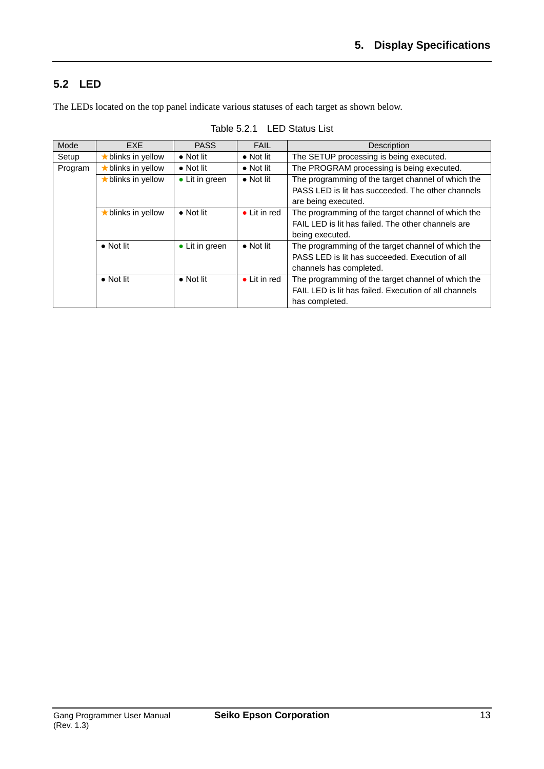## 5.2 LED

The LEDs located on the top panel indicate various statuses of each target as shown below.

Table 5.2.1 LED Status List

| Mode | EXE | PASS | FAIL | Description |
|---|---|---|---|---|
| Setup | ★blinks in yellow | ● Not lit | ● Not lit | The SETUP processing is being executed. |
| Program | ★blinks in yellow | ● Not lit | ● Not lit | The PROGRAM processing is being executed. |
| | ★blinks in yellow | ● Lit in green | ● Not lit | The programming of the target channel of which the PASS LED is lit has succeeded. The other channels are being executed. |
| | ★blinks in yellow | ● Not lit | ● Lit in red | The programming of the target channel of which the FAIL LED is lit has failed. The other channels are being executed. |
| | ● Not lit | ● Lit in green | ● Not lit | The programming of the target channel of which the PASS LED is lit has succeeded. Execution of all channels has completed. |
| | ● Not lit | ● Not lit | ● Lit in red | The programming of the target channel of which the FAIL LED is lit has failed. Execution of all channels has completed. |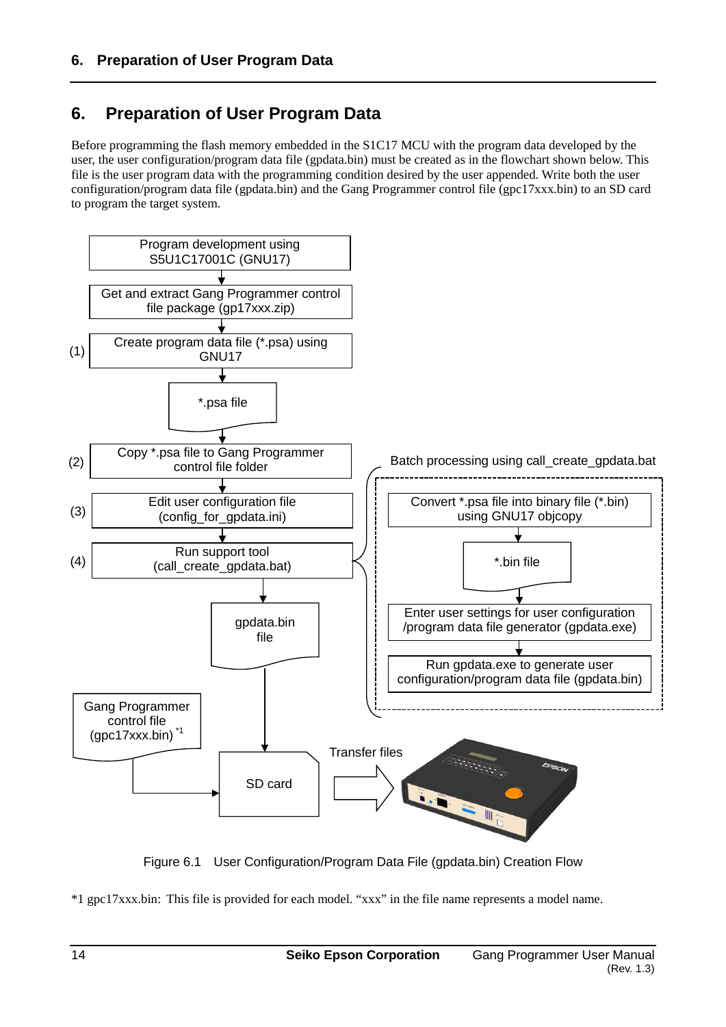# 6. Preparation of User Program Data

Before programming the flash memory embedded in the S1C17 MCU with the program data developed by the user, the user configuration/program data file (gpdata.bin) must be created as in the flowchart shown below. This file is the user program data with the programming condition desired by the user appended. Write both the user configuration/program data file (gpdata.bin) and the Gang Programmer control file (gpc17xxx.bin) to an SD card to program the target system.

Program development using S5U1C17001C (GNU17)

↓

Get and extract Gang Programmer control file package (gp17xxx.zip)

↓

(1) Create program data file (*.psa) using GNU17

↓

*.psa file

↓

(2) Copy *.psa file to Gang Programmer control file folder

↓

(3) Edit user configuration file (config_for_gpdata.ini)

↓

(4) Run support tool (call_create_gpdata.bat)

Batch processing using call_create_gpdata.bat:

- Convert *.psa file into binary file (*.bin) using GNU17 objcopy
- *.bin file
- Enter user settings for user configuration /program data file generator (gpdata.exe)
- Run gpdata.exe to generate user configuration/program data file (gpdata.bin)

↓

gpdata.bin file

↓

Gang Programmer control file (gpc17xxx.bin) *1 → SD card

SD card → Transfer files → Gang Programmer

Figure 6.1 User Configuration/Program Data File (gpdata.bin) Creation Flow

*1 gpc17xxx.bin: This file is provided for each model. "xxx" in the file name represents a model name.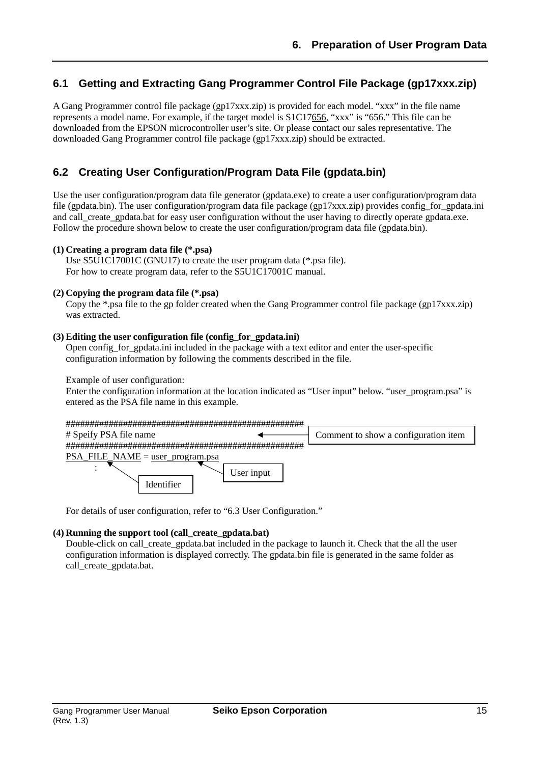## 6.1 Getting and Extracting Gang Programmer Control File Package (gp17xxx.zip)

A Gang Programmer control file package (gp17xxx.zip) is provided for each model. “xxx” in the file name represents a model name. For example, if the target model is S1C17656, “xxx” is “656.” This file can be downloaded from the EPSON microcontroller user’s site. Or please contact our sales representative. The downloaded Gang Programmer control file package (gp17xxx.zip) should be extracted.

## 6.2 Creating User Configuration/Program Data File (gpdata.bin)

Use the user configuration/program data file generator (gpdata.exe) to create a user configuration/program data file (gpdata.bin). The user configuration/program data file package (gp17xxx.zip) provides config_for_gpdata.ini and call_create_gpdata.bat for easy user configuration without the user having to directly operate gpdata.exe. Follow the procedure shown below to create the user configuration/program data file (gpdata.bin).

**(1) Creating a program data file (*.psa)**

Use S5U1C17001C (GNU17) to create the user program data (*.psa file).
For how to create program data, refer to the S5U1C17001C manual.

**(2) Copying the program data file (*.psa)**

Copy the *.psa file to the gp folder created when the Gang Programmer control file package (gp17xxx.zip) was extracted.

**(3) Editing the user configuration file (config_for_gpdata.ini)**

Open config_for_gpdata.ini included in the package with a text editor and enter the user-specific configuration information by following the comments described in the file.

Example of user configuration:
Enter the configuration information at the location indicated as “User input” below. “user_program.psa” is entered as the PSA file name in this example.

```
##################################################
# Speify PSA file name                              <-- Comment to show a configuration item
##################################################
PSA_FILE_NAME = user_program.psa
      :      ^ Identifier       ^ User input
```

For details of user configuration, refer to “6.3 User Configuration.”

**(4) Running the support tool (call_create_gpdata.bat)**

Double-click on call_create_gpdata.bat included in the package to launch it. Check that the all the user configuration information is displayed correctly. The gpdata.bin file is generated in the same folder as call_create_gpdata.bat.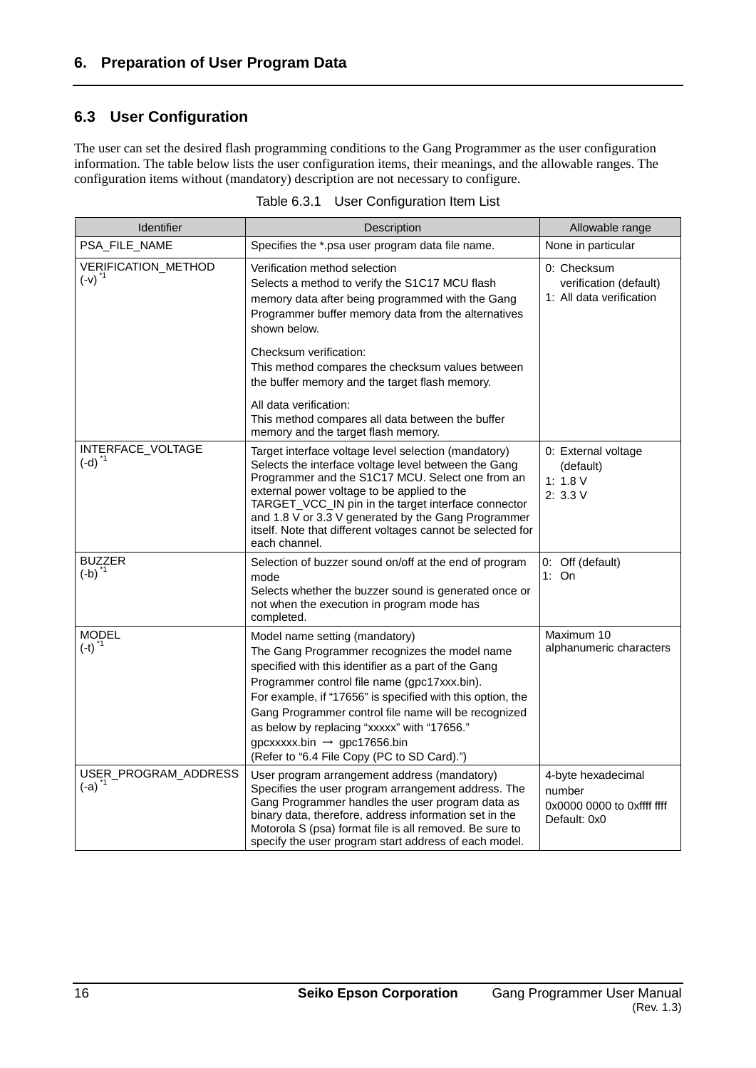## 6.3 User Configuration

The user can set the desired flash programming conditions to the Gang Programmer as the user configuration information. The table below lists the user configuration items, their meanings, and the allowable ranges. The configuration items without (mandatory) description are not necessary to configure.

Table 6.3.1 User Configuration Item List

| Identifier | Description | Allowable range |
|---|---|---|
| PSA_FILE_NAME | Specifies the *.psa user program data file name. | None in particular |
| VERIFICATION_METHOD (-v) *1 | Verification method selection<br>Selects a method to verify the S1C17 MCU flash memory data after being programmed with the Gang Programmer buffer memory data from the alternatives shown below.<br><br>Checksum verification:<br>This method compares the checksum values between the buffer memory and the target flash memory.<br><br>All data verification:<br>This method compares all data between the buffer memory and the target flash memory. | 0: Checksum verification (default)<br>1: All data verification |
| INTERFACE_VOLTAGE (-d) *1 | Target interface voltage level selection (mandatory)<br>Selects the interface voltage level between the Gang Programmer and the S1C17 MCU. Select one from an external power voltage to be applied to the TARGET_VCC_IN pin in the target interface connector and 1.8 V or 3.3 V generated by the Gang Programmer itself. Note that different voltages cannot be selected for each channel. | 0: External voltage (default)<br>1: 1.8 V<br>2: 3.3 V |
| BUZZER (-b) *1 | Selection of buzzer sound on/off at the end of program mode<br>Selects whether the buzzer sound is generated once or not when the execution in program mode has completed. | 0: Off (default)<br>1: On |
| MODEL (-t) *1 | Model name setting (mandatory)<br>The Gang Programmer recognizes the model name specified with this identifier as a part of the Gang Programmer control file name (gpc17xxx.bin).<br>For example, if "17656" is specified with this option, the Gang Programmer control file name will be recognized as below by replacing "xxxxx" with "17656."<br>gpcxxxxx.bin → gpc17656.bin<br>(Refer to "6.4 File Copy (PC to SD Card).") | Maximum 10 alphanumeric characters |
| USER_PROGRAM_ADDRESS (-a) *1 | User program arrangement address (mandatory)<br>Specifies the user program arrangement address. The Gang Programmer handles the user program data as binary data, therefore, address information set in the Motorola S (psa) format file is all removed. Be sure to specify the user program start address of each model. | 4-byte hexadecimal number<br>0x0000 0000 to 0xffff ffff<br>Default: 0x0 |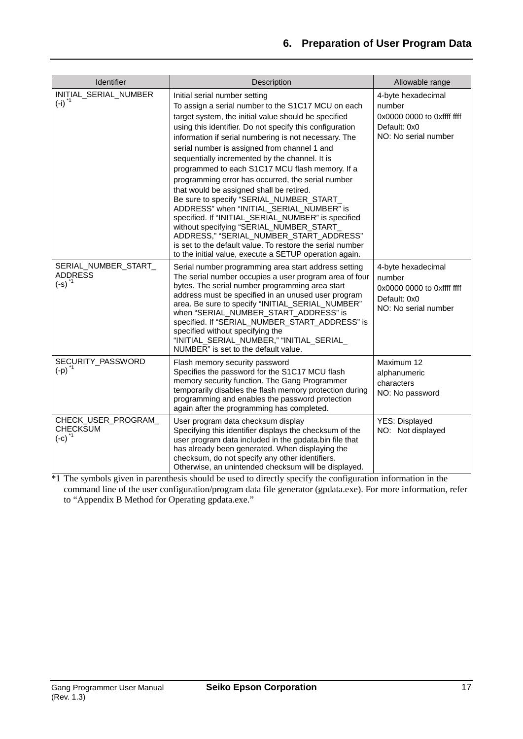| Identifier | Description | Allowable range |
|---|---|---|
| INITIAL_SERIAL_NUMBER (-i) *1 | Initial serial number setting<br>To assign a serial number to the S1C17 MCU on each target system, the initial value should be specified using this identifier. Do not specify this configuration information if serial numbering is not necessary. The serial number is assigned from channel 1 and sequentially incremented by the channel. It is programmed to each S1C17 MCU flash memory. If a programming error has occurred, the serial number that would be assigned shall be retired.<br>Be sure to specify "SERIAL_NUMBER_START_ ADDRESS" when "INITIAL_SERIAL_NUMBER" is specified. If "INITIAL_SERIAL_NUMBER" is specified without specifying "SERIAL_NUMBER_START_ ADDRESS," "SERIAL_NUMBER_START_ADDRESS" is set to the default value. To restore the serial number to the initial value, execute a SETUP operation again. | 4-byte hexadecimal number<br>0x0000 0000 to 0xffff ffff<br>Default: 0x0<br>NO: No serial number |
| SERIAL_NUMBER_START_ ADDRESS (-s) *1 | Serial number programming area start address setting<br>The serial number occupies a user program area of four bytes. The serial number programming area start address must be specified in an unused user program area. Be sure to specify "INITIAL_SERIAL_NUMBER" when "SERIAL_NUMBER_START_ADDRESS" is specified. If "SERIAL_NUMBER_START_ADDRESS" is specified without specifying the "INITIAL_SERIAL_NUMBER," "INITIAL_SERIAL_ NUMBER" is set to the default value. | 4-byte hexadecimal number<br>0x0000 0000 to 0xffff ffff<br>Default: 0x0<br>NO: No serial number |
| SECURITY_PASSWORD (-p) *1 | Flash memory security password<br>Specifies the password for the S1C17 MCU flash memory security function. The Gang Programmer temporarily disables the flash memory protection during programming and enables the password protection again after the programming has completed. | Maximum 12 alphanumeric characters<br>NO: No password |
| CHECK_USER_PROGRAM_ CHECKSUM (-c) *1 | User program data checksum display<br>Specifying this identifier displays the checksum of the user program data included in the gpdata.bin file that has already been generated. When displaying the checksum, do not specify any other identifiers. Otherwise, an unintended checksum will be displayed. | YES: Displayed<br>NO: Not displayed |

*1 The symbols given in parenthesis should be used to directly specify the configuration information in the command line of the user configuration/program data file generator (gpdata.exe). For more information, refer to "Appendix B Method for Operating gpdata.exe."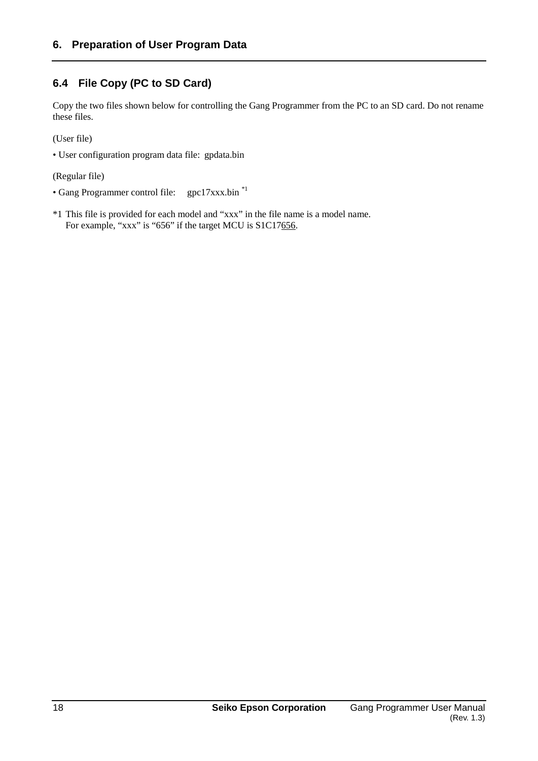## 6.4 File Copy (PC to SD Card)

Copy the two files shown below for controlling the Gang Programmer from the PC to an SD card. Do not rename these files.

(User file)

- User configuration program data file: gpdata.bin

(Regular file)

- Gang Programmer control file: gpc17xxx.bin [*1]

*1 This file is provided for each model and “xxx” in the file name is a model name.
For example, “xxx” is “656” if the target MCU is S1C17<u>656</u>.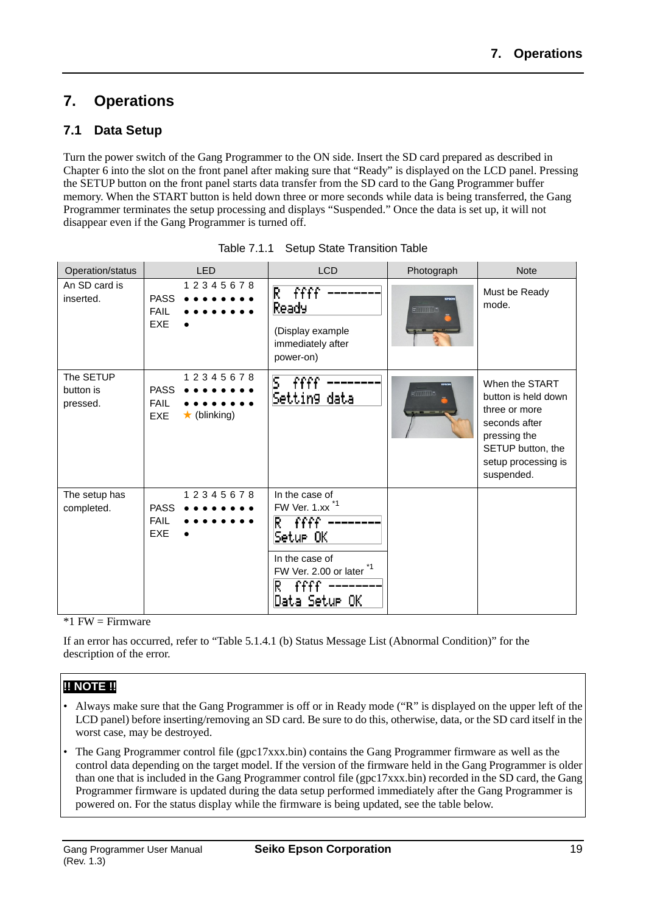# 7. Operations

## 7.1 Data Setup

Turn the power switch of the Gang Programmer to the ON side. Insert the SD card prepared as described in Chapter 6 into the slot on the front panel after making sure that "Ready" is displayed on the LCD panel. Pressing the SETUP button on the front panel starts data transfer from the SD card to the Gang Programmer buffer memory. When the START button is held down three or more seconds while data is being transferred, the Gang Programmer terminates the setup processing and displays "Suspended." Once the data is set up, it will not disappear even if the Gang Programmer is turned off.

Table 7.1.1 Setup State Transition Table

| Operation/status | LED | LCD | Photograph | Note |
|---|---|---|---|---|
| An SD card is inserted. | 1 2 3 4 5 6 7 8<br>PASS ● ● ● ● ● ● ● ●<br>FAIL ● ● ● ● ● ● ● ●<br>EXE ● | R ffff --------<br>Ready<br><br>(Display example immediately after power-on) | | Must be Ready mode. |
| The SETUP button is pressed. | 1 2 3 4 5 6 7 8<br>PASS ● ● ● ● ● ● ● ●<br>FAIL ● ● ● ● ● ● ● ●<br>EXE ★ (blinking) | S ffff --------<br>Setting data | | When the START button is held down three or more seconds after pressing the SETUP button, the setup processing is suspended. |
| The setup has completed. | 1 2 3 4 5 6 7 8<br>PASS ● ● ● ● ● ● ● ●<br>FAIL ● ● ● ● ● ● ● ●<br>EXE ● | In the case of FW Ver. 1.xx *1<br>R ffff --------<br>Setup OK<br><br>In the case of FW Ver. 2.00 or later *1<br>R ffff --------<br>Data Setup OK | | |

*1 FW = Firmware

If an error has occurred, refer to "Table 5.1.4.1 (b) Status Message List (Abnormal Condition)" for the description of the error.

**!! NOTE !!**

- Always make sure that the Gang Programmer is off or in Ready mode ("R" is displayed on the upper left of the LCD panel) before inserting/removing an SD card. Be sure to do this, otherwise, data, or the SD card itself in the worst case, may be destroyed.
- The Gang Programmer control file (gpc17xxx.bin) contains the Gang Programmer firmware as well as the control data depending on the target model. If the version of the firmware held in the Gang Programmer is older than one that is included in the Gang Programmer control file (gpc17xxx.bin) recorded in the SD card, the Gang Programmer firmware is updated during the data setup performed immediately after the Gang Programmer is powered on. For the status display while the firmware is being updated, see the table below.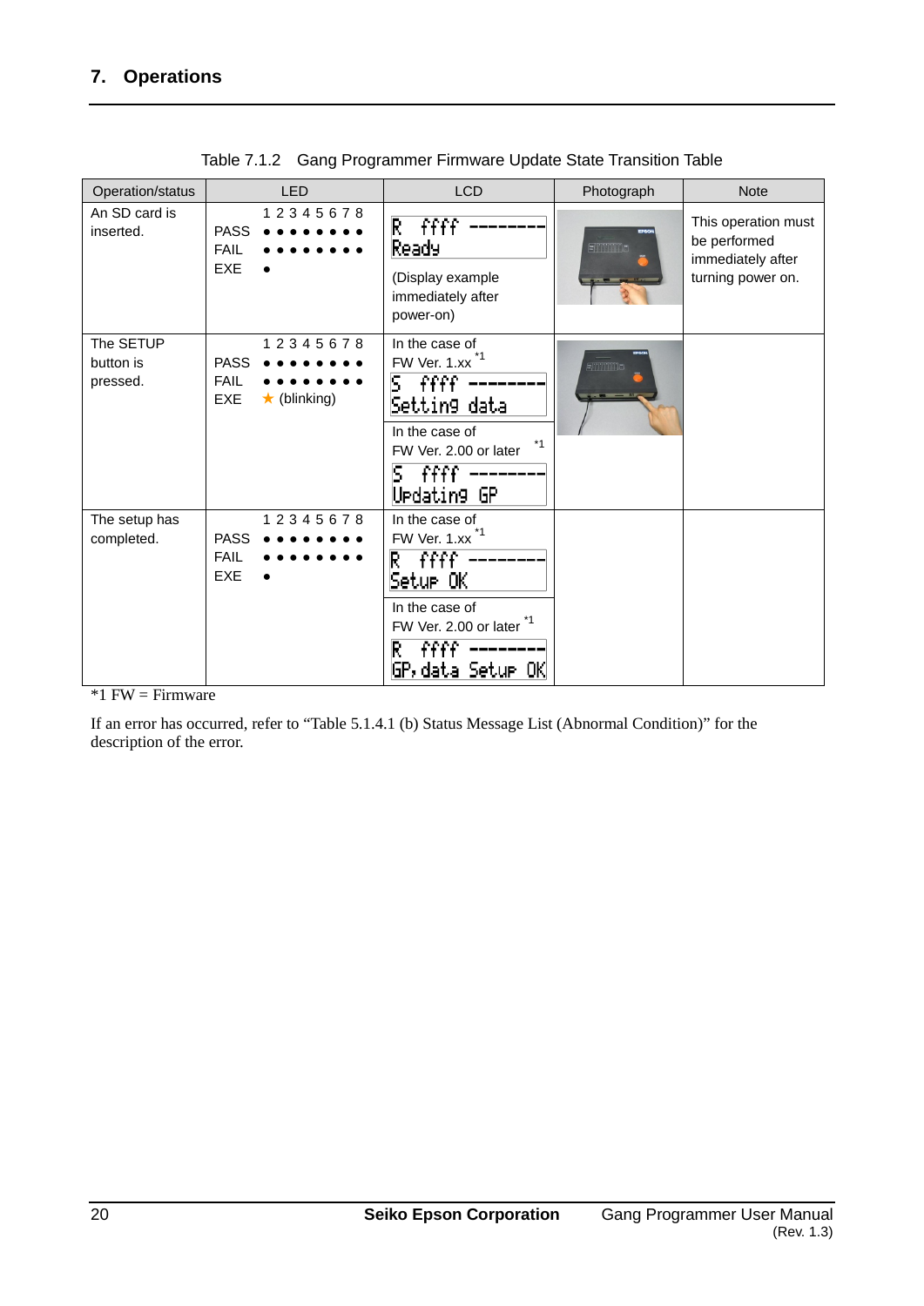# 7. Operations

Table 7.1.2 Gang Programmer Firmware Update State Transition Table

| Operation/status | LED | LCD | Photograph | Note |
|---|---|---|---|---|
| An SD card is inserted. | 1 2 3 4 5 6 7 8<br>PASS ● ● ● ● ● ● ● ●<br>FAIL ● ● ● ● ● ● ● ●<br>EXE ● | R ffff --------<br>Ready<br><br>(Display example immediately after power-on) | | This operation must be performed immediately after turning power on. |
| The SETUP button is pressed. | 1 2 3 4 5 6 7 8<br>PASS ● ● ● ● ● ● ● ●<br>FAIL ● ● ● ● ● ● ● ●<br>EXE ★ (blinking) | In the case of FW Ver. 1.xx [*1]<br>S ffff --------<br>Setting data<br><br>In the case of FW Ver. 2.00 or later [*1]<br>S ffff --------<br>Updating GP | | |
| The setup has completed. | 1 2 3 4 5 6 7 8<br>PASS ● ● ● ● ● ● ● ●<br>FAIL ● ● ● ● ● ● ● ●<br>EXE ● | In the case of FW Ver. 1.xx [*1]<br>R ffff --------<br>Setup OK<br><br>In the case of FW Ver. 2.00 or later [*1]<br>R ffff --------<br>GP,data Setup OK | | |

*1 FW = Firmware

If an error has occurred, refer to “Table 5.1.4.1 (b) Status Message List (Abnormal Condition)” for the description of the error.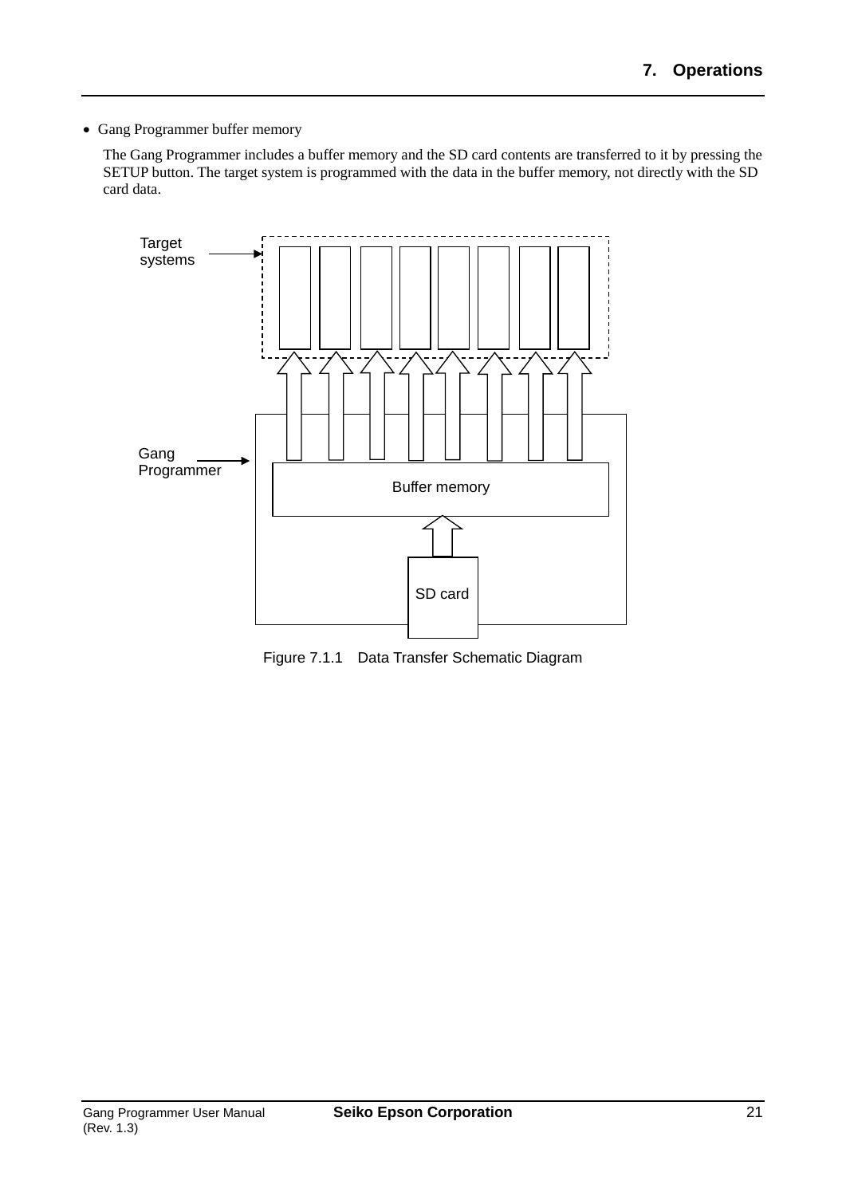- Gang Programmer buffer memory

  The Gang Programmer includes a buffer memory and the SD card contents are transferred to it by pressing the SETUP button. The target system is programmed with the data in the buffer memory, not directly with the SD card data.

Target systems

Gang Programmer

Buffer memory

SD card

Figure 7.1.1 Data Transfer Schematic Diagram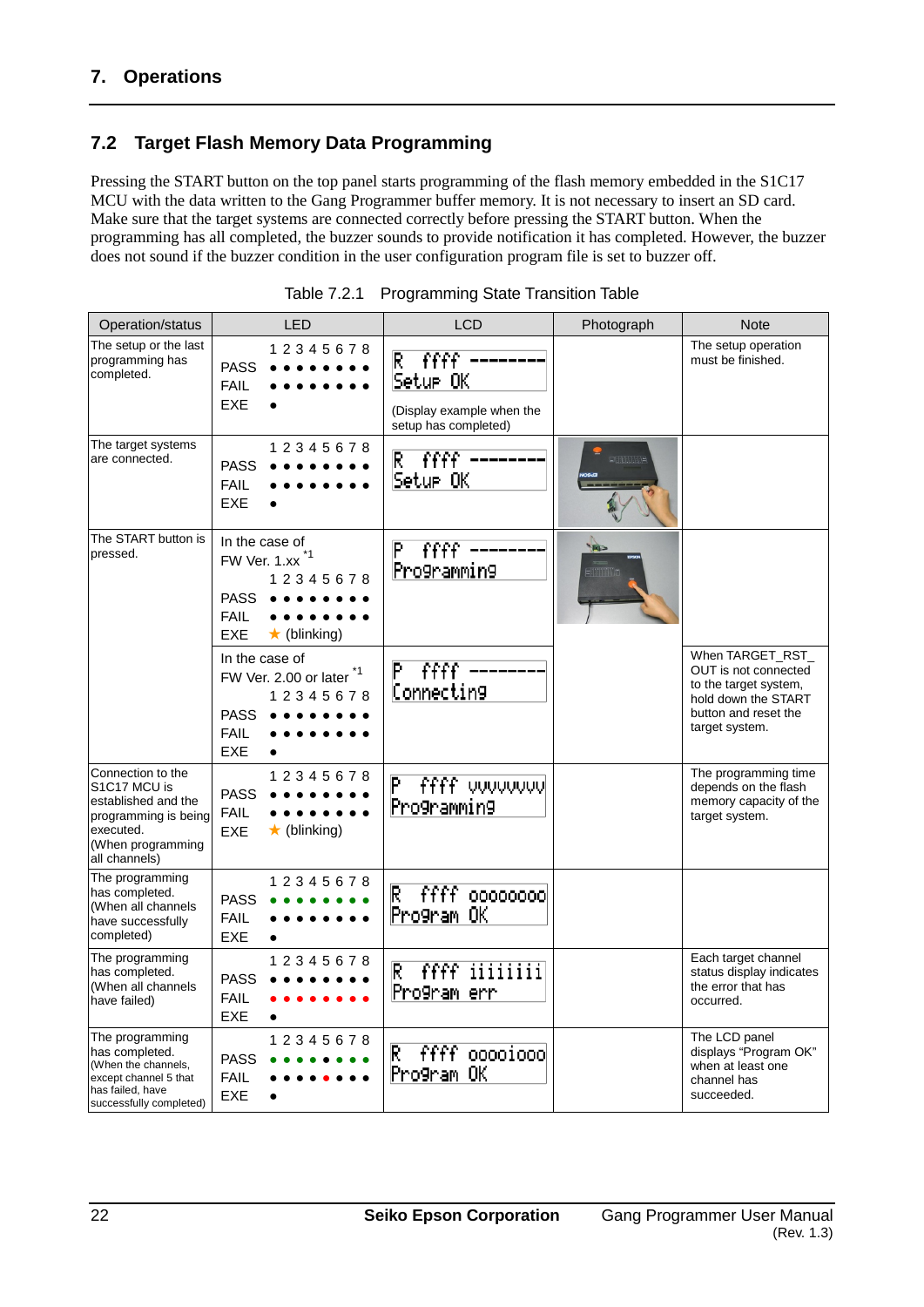## 7. Operations

### 7.2 Target Flash Memory Data Programming

Pressing the START button on the top panel starts programming of the flash memory embedded in the S1C17 MCU with the data written to the Gang Programmer buffer memory. It is not necessary to insert an SD card. Make sure that the target systems are connected correctly before pressing the START button. When the programming has all completed, the buzzer sounds to provide notification it has completed. However, the buzzer does not sound if the buzzer condition in the user configuration program file is set to buzzer off.

Table 7.2.1 Programming State Transition Table

| Operation/status | LED | LCD | Photograph | Note |
|---|---|---|---|---|
| The setup or the last programming has completed. | 1 2 3 4 5 6 7 8<br>PASS ● ● ● ● ● ● ● ●<br>FAIL ● ● ● ● ● ● ● ●<br>EXE ● | R ffff --------<br>Setup OK<br>(Display example when the setup has completed) | | The setup operation must be finished. |
| The target systems are connected. | 1 2 3 4 5 6 7 8<br>PASS ● ● ● ● ● ● ● ●<br>FAIL ● ● ● ● ● ● ● ●<br>EXE ● | R ffff --------<br>Setup OK | | |
| The START button is pressed. | In the case of FW Ver. 1.xx [*1]<br>1 2 3 4 5 6 7 8<br>PASS ● ● ● ● ● ● ● ●<br>FAIL ● ● ● ● ● ● ● ●<br>EXE ★ (blinking) | P ffff --------<br>Programming | | |
| | In the case of FW Ver. 2.00 or later [*1]<br>1 2 3 4 5 6 7 8<br>PASS ● ● ● ● ● ● ● ●<br>FAIL ● ● ● ● ● ● ● ●<br>EXE ● | P ffff --------<br>Connecting | | When TARGET_RST_OUT is not connected to the target system, hold down the START button and reset the target system. |
| Connection to the S1C17 MCU is established and the programming is being executed. (When programming all channels) | 1 2 3 4 5 6 7 8<br>PASS ● ● ● ● ● ● ● ●<br>FAIL ● ● ● ● ● ● ● ●<br>EXE ★ (blinking) | P ffff vvvvvvvv<br>Programming | | The programming time depends on the flash memory capacity of the target system. |
| The programming has completed. (When all channels have successfully completed) | 1 2 3 4 5 6 7 8<br>PASS ● ● ● ● ● ● ● ●<br>FAIL ● ● ● ● ● ● ● ●<br>EXE ● | R ffff oooooooo<br>Program OK | | |
| The programming has completed. (When all channels have failed) | 1 2 3 4 5 6 7 8<br>PASS ● ● ● ● ● ● ● ●<br>FAIL ● ● ● ● ● ● ● ●<br>EXE ● | R ffff iiiiiiii<br>Program err | | Each target channel status display indicates the error that has occurred. |
| The programming has completed. (When the channels, except channel 5 that has failed, have successfully completed) | 1 2 3 4 5 6 7 8<br>PASS ● ● ● ● ● ● ● ●<br>FAIL ● ● ● ● ● ● ● ●<br>EXE ● | R ffff ooooiooo<br>Program OK | | The LCD panel displays "Program OK" when at least one channel has succeeded. |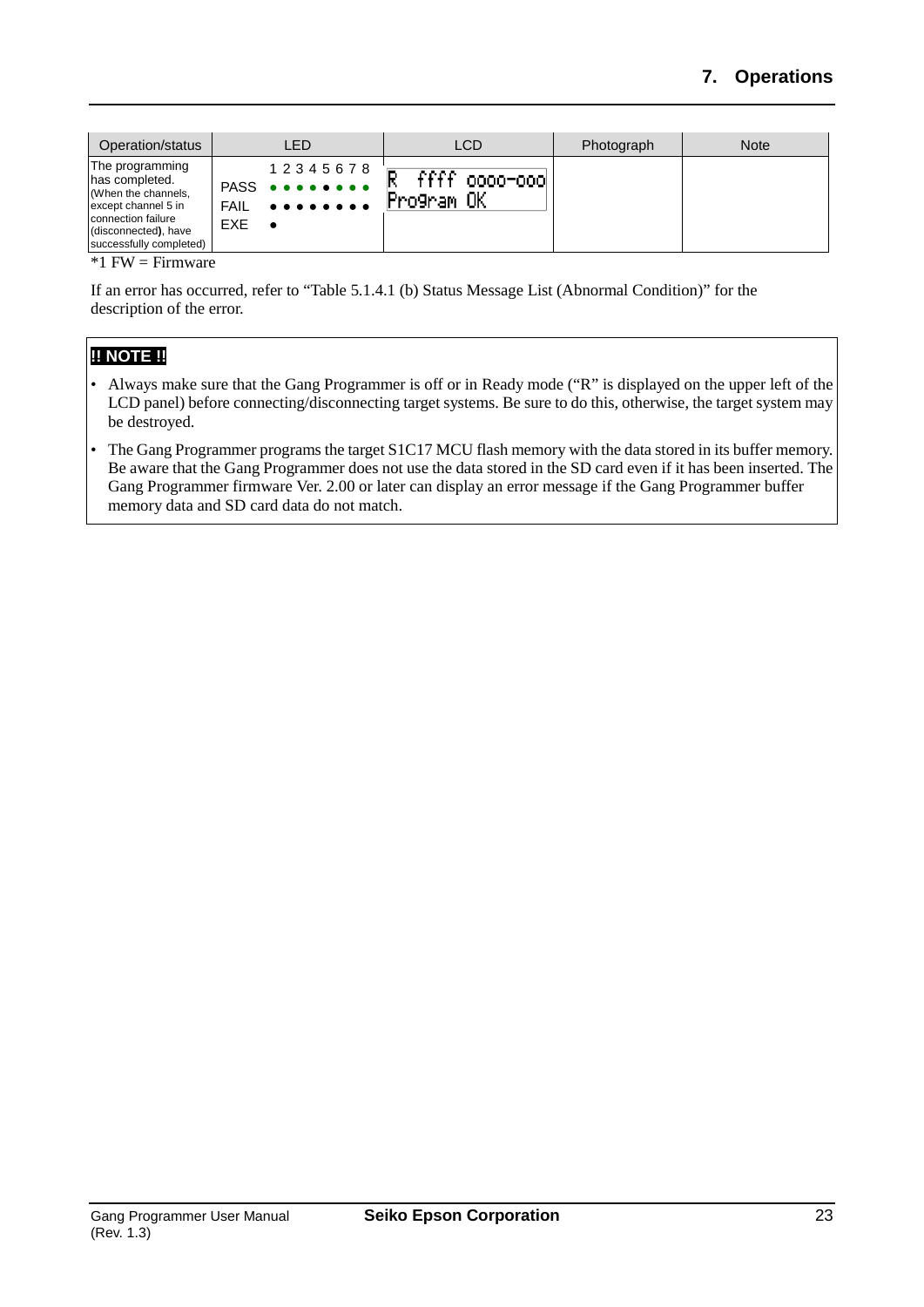| Operation/status | LED | LCD | Photograph | Note |
|---|---|---|---|---|
| The programming has completed. (When the channels, except channel 5 in connection failure (disconnected), have successfully completed) | 1 2 3 4 5 6 7 8<br>PASS ● ● ● ● ● ● ● ●<br>FAIL ● ● ● ● ● ● ● ●<br>EXE ● | R ffff 0000-000<br>Program OK | | |

*1 FW = Firmware

If an error has occurred, refer to "Table 5.1.4.1 (b) Status Message List (Abnormal Condition)" for the description of the error.

**!! NOTE !!**

- Always make sure that the Gang Programmer is off or in Ready mode ("R" is displayed on the upper left of the LCD panel) before connecting/disconnecting target systems. Be sure to do this, otherwise, the target system may be destroyed.
- The Gang Programmer programs the target S1C17 MCU flash memory with the data stored in its buffer memory. Be aware that the Gang Programmer does not use the data stored in the SD card even if it has been inserted. The Gang Programmer firmware Ver. 2.00 or later can display an error message if the Gang Programmer buffer memory data and SD card data do not match.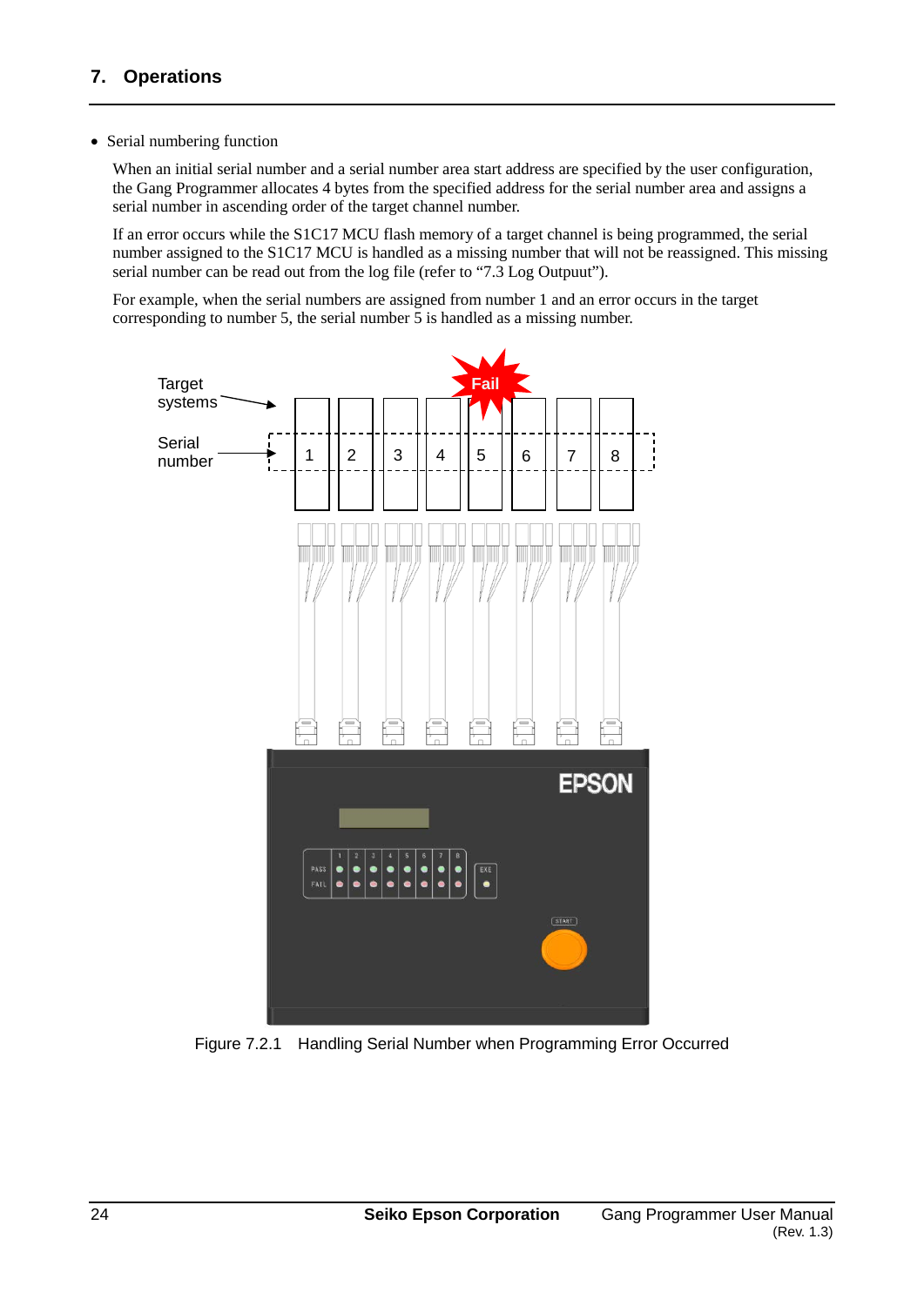## 7. Operations

- Serial numbering function

  When an initial serial number and a serial number area start address are specified by the user configuration, the Gang Programmer allocates 4 bytes from the specified address for the serial number area and assigns a serial number in ascending order of the target channel number.

  If an error occurs while the S1C17 MCU flash memory of a target channel is being programmed, the serial number assigned to the S1C17 MCU is handled as a missing number that will not be reassigned. This missing serial number can be read out from the log file (refer to "7.3 Log Outpuut").

  For example, when the serial numbers are assigned from number 1 and an error occurs in the target corresponding to number 5, the serial number 5 is handled as a missing number.

Figure 7.2.1 Handling Serial Number when Programming Error Occurred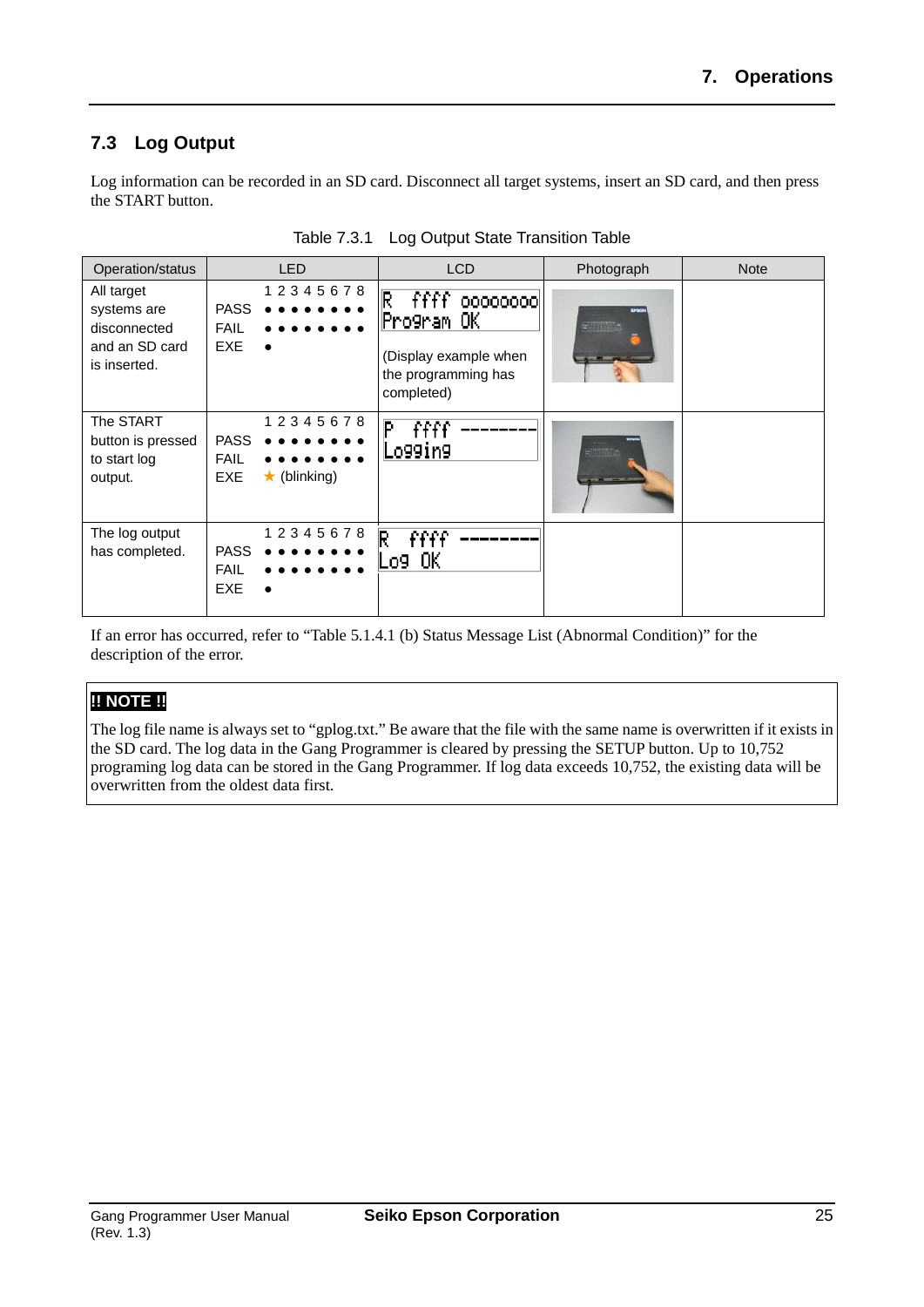## 7.3 Log Output

Log information can be recorded in an SD card. Disconnect all target systems, insert an SD card, and then press the START button.

Table 7.3.1 Log Output State Transition Table

| Operation/status | LED | LCD | Photograph | Note |
|---|---|---|---|---|
| All target systems are disconnected and an SD card is inserted. | 1 2 3 4 5 6 7 8<br>PASS ● ● ● ● ● ● ● ●<br>FAIL ● ● ● ● ● ● ● ●<br>EXE ● | R ffff 00000000<br>Program OK<br><br>(Display example when the programming has completed) | | |
| The START button is pressed to start log output. | 1 2 3 4 5 6 7 8<br>PASS ● ● ● ● ● ● ● ●<br>FAIL ● ● ● ● ● ● ● ●<br>EXE ★ (blinking) | P ffff --------<br>Logging | | |
| The log output has completed. | 1 2 3 4 5 6 7 8<br>PASS ● ● ● ● ● ● ● ●<br>FAIL ● ● ● ● ● ● ● ●<br>EXE ● | R ffff --------<br>Log OK | | |

If an error has occurred, refer to "Table 5.1.4.1 (b) Status Message List (Abnormal Condition)" for the description of the error.

**!! NOTE !!**

The log file name is always set to "gplog.txt." Be aware that the file with the same name is overwritten if it exists in the SD card. The log data in the Gang Programmer is cleared by pressing the SETUP button. Up to 10,752 programing log data can be stored in the Gang Programmer. If log data exceeds 10,752, the existing data will be overwritten from the oldest data first.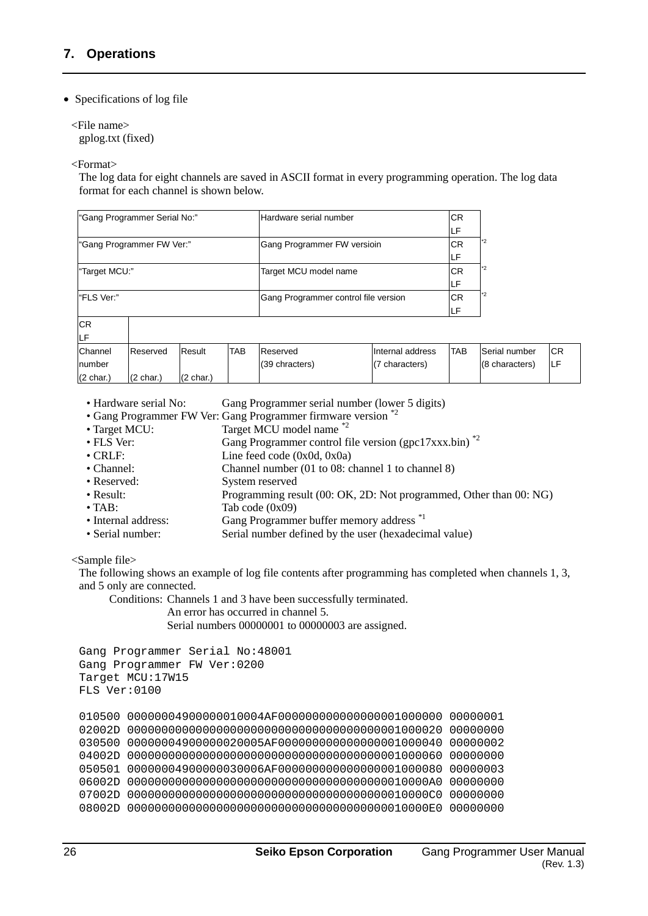## 7. Operations

- Specifications of log file

<File name>
gplog.txt (fixed)

<Format>
The log data for eight channels are saved in ASCII format in every programming operation. The log data format for each channel is shown below.

| "Gang Programmer Serial No:" | | | | Hardware serial number | | CR LF | | | |
|---|---|---|---|---|---|---|---|---|---|
| "Gang Programmer FW Ver:" | | | | Gang Programmer FW versioin | | CR LF | *2 | | |
| "Target MCU:" | | | | Target MCU model name | | CR LF | *2 | | |
| "FLS Ver:" | | | | Gang Programmer control file version | | CR LF | *2 | | |
| CR LF | | | | | | | | | |
| Channel number (2 char.) | Reserved (2 char.) | Result (2 char.) | TAB | Reserved (39 chracters) | Internal address (7 characters) | TAB | Serial number (8 characters) | CR LF | |

- Hardware serial No: Gang Programmer serial number (lower 5 digits)
- Gang Programmer FW Ver: Gang Programmer firmware version *2
- Target MCU: Target MCU model name *2
- FLS Ver: Gang Programmer control file version (gpc17xxx.bin) *2
- CRLF: Line feed code (0x0d, 0x0a)
- Channel: Channel number (01 to 08: channel 1 to channel 8)
- Reserved: System reserved
- Result: Programming result (00: OK, 2D: Not programmed, Other than 00: NG)
- TAB: Tab code (0x09)
- Internal address: Gang Programmer buffer memory address *1
- Serial number: Serial number defined by the user (hexadecimal value)

<Sample file>
The following shows an example of log file contents after programming has completed when channels 1, 3, and 5 only are connected.

Conditions: Channels 1 and 3 have been successfully terminated.
An error has occurred in channel 5.
Serial numbers 00000001 to 00000003 are assigned.

```
Gang Programmer Serial No:48001
Gang Programmer FW Ver:0200
Target MCU:17W15
FLS Ver:0100

010500 000000049000000100004AF0000000000000000001000000 00000001
02002D 0000000000000000000000000000000000000001000020 00000000
030500 000000049000000200005AF0000000000000000001000040 00000002
04002D 0000000000000000000000000000000000000001000060 00000000
050501 000000049000000300006AF0000000000000000001000080 00000003
06002D 00000000000000000000000000000000000000010000A0 00000000
07002D 00000000000000000000000000000000000000010000C0 00000000
08002D 00000000000000000000000000000000000000010000E0 00000000
```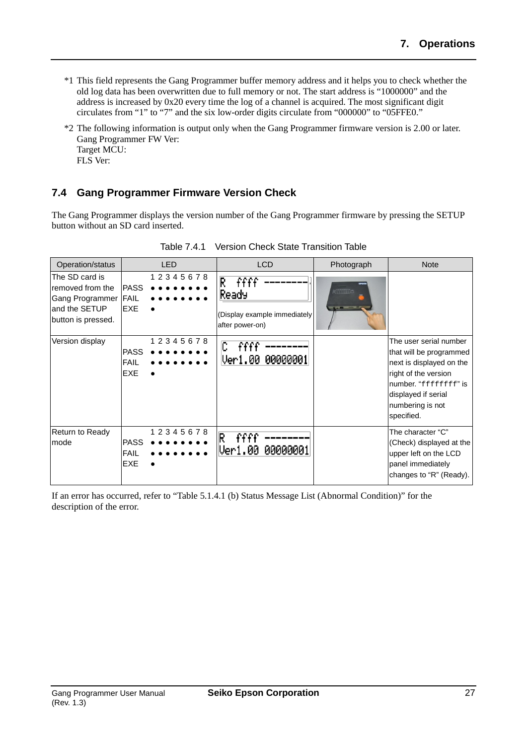*1 This field represents the Gang Programmer buffer memory address and it helps you to check whether the old log data has been overwritten due to full memory or not. The start address is “1000000” and the address is increased by 0x20 every time the log of a channel is acquired. The most significant digit circulates from “1” to “7” and the six low-order digits circulate from “000000” to “05FFE0.”

*2 The following information is output only when the Gang Programmer firmware version is 2.00 or later.
Gang Programmer FW Ver:
Target MCU:
FLS Ver:

## 7.4 Gang Programmer Firmware Version Check

The Gang Programmer displays the version number of the Gang Programmer firmware by pressing the SETUP button without an SD card inserted.

Table 7.4.1 Version Check State Transition Table

| Operation/status | LED | LCD | Photograph | Note |
|---|---|---|---|---|
| The SD card is removed from the Gang Programmer and the SETUP button is pressed. | 1 2 3 4 5 6 7 8<br>PASS ● ● ● ● ● ● ● ●<br>FAIL ● ● ● ● ● ● ● ●<br>EXE ● | R ffff --------<br>Ready<br>(Display example immediately after power-on) | | |
| Version display | 1 2 3 4 5 6 7 8<br>PASS ● ● ● ● ● ● ● ●<br>FAIL ● ● ● ● ● ● ● ●<br>EXE ● | C ffff --------<br>Ver1.00 00000001 | | The user serial number that will be programmed next is displayed on the right of the version number. “ffffffff” is displayed if serial numbering is not specified. |
| Return to Ready mode | 1 2 3 4 5 6 7 8<br>PASS ● ● ● ● ● ● ● ●<br>FAIL ● ● ● ● ● ● ● ●<br>EXE ● | R ffff --------<br>Ver1.00 00000001 | | The character “C” (Check) displayed at the upper left on the LCD panel immediately changes to “R” (Ready). |

If an error has occurred, refer to “Table 5.1.4.1 (b) Status Message List (Abnormal Condition)” for the description of the error.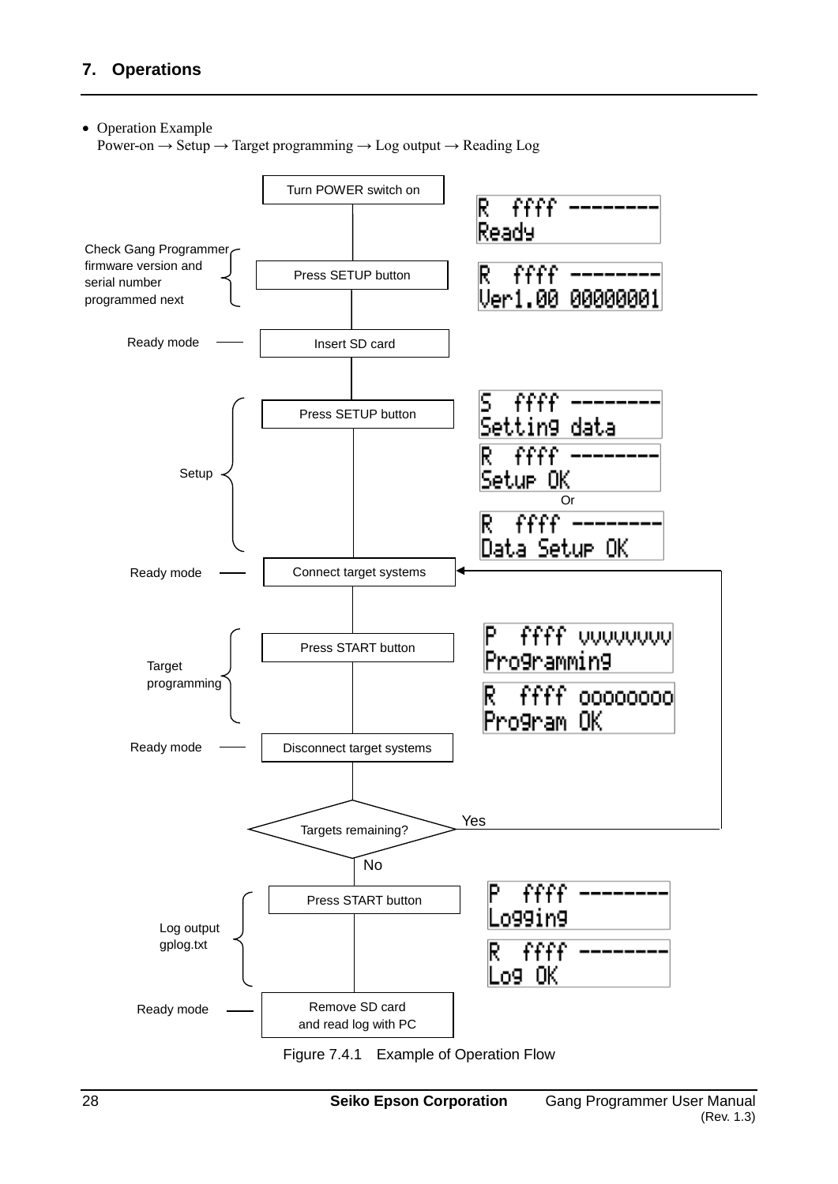## 7. Operations

- Operation Example
  Power-on → Setup → Target programming → Log output → Reading Log

Turn POWER switch on — LCD: `R ffff --------` / `Ready`

Check Gang Programmer firmware version and serial number programmed next — Press SETUP button — LCD: `R ffff --------` / `Ver1.00 00000001`

Ready mode — Insert SD card

Setup — Press SETUP button — LCD: `S ffff --------` / `Setting data` → `R ffff --------` / `Setup OK` Or `R ffff --------` / `Data Setup OK`

Ready mode — Connect target systems

Target programming — Press START button — LCD: `P ffff vvvvvvvv` / `Programming` → `R ffff oooooooo` / `Program OK`

Ready mode — Disconnect target systems

Targets remaining? — Yes: return to Connect target systems; No: continue

Log output gplog.txt — Press START button — LCD: `P ffff --------` / `Logging` → `R ffff --------` / `Log OK`

Ready mode — Remove SD card and read log with PC

Figure 7.4.1 Example of Operation Flow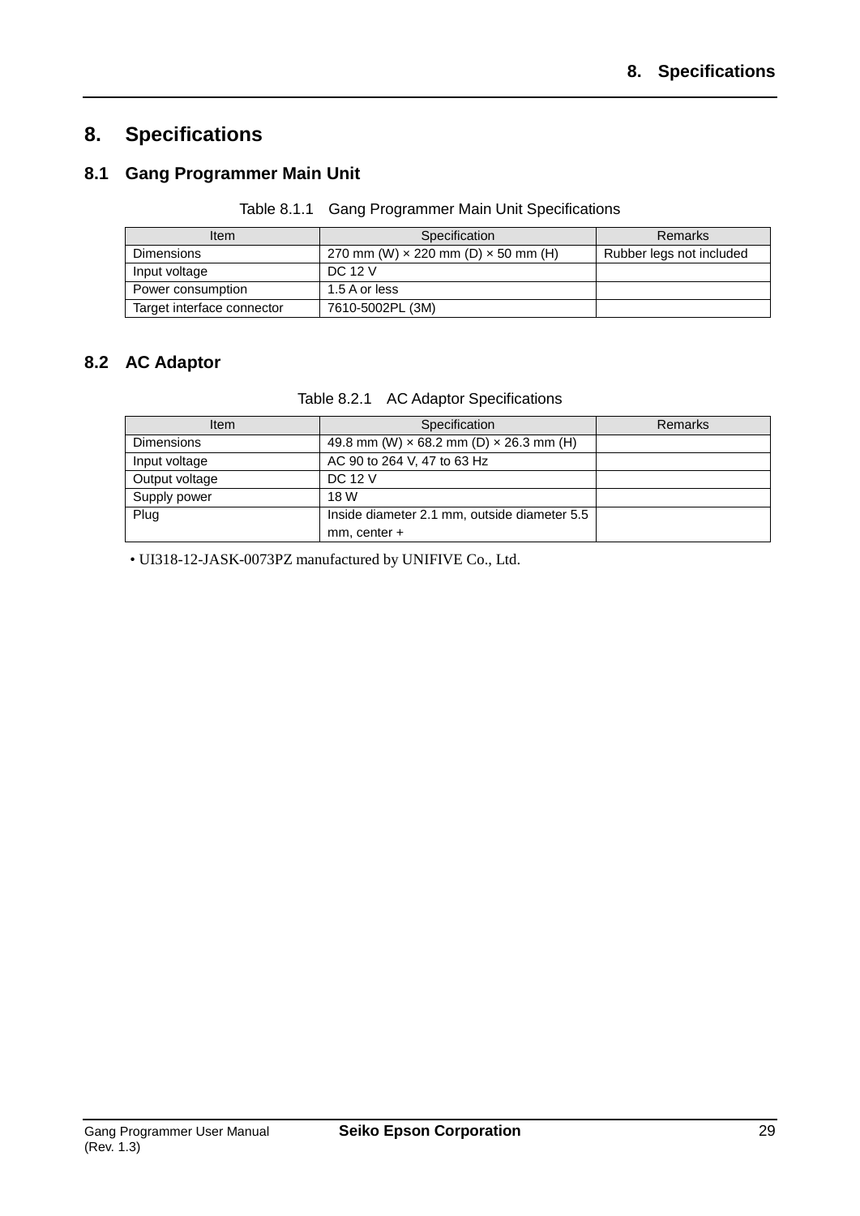# 8. Specifications

## 8.1 Gang Programmer Main Unit

Table 8.1.1 Gang Programmer Main Unit Specifications

| Item | Specification | Remarks |
|---|---|---|
| Dimensions | 270 mm (W) × 220 mm (D) × 50 mm (H) | Rubber legs not included |
| Input voltage | DC 12 V | |
| Power consumption | 1.5 A or less | |
| Target interface connector | 7610-5002PL (3M) | |

## 8.2 AC Adaptor

Table 8.2.1 AC Adaptor Specifications

| Item | Specification | Remarks |
|---|---|---|
| Dimensions | 49.8 mm (W) × 68.2 mm (D) × 26.3 mm (H) | |
| Input voltage | AC 90 to 264 V, 47 to 63 Hz | |
| Output voltage | DC 12 V | |
| Supply power | 18 W | |
| Plug | Inside diameter 2.1 mm, outside diameter 5.5 mm, center + | |

- UI318-12-JASK-0073PZ manufactured by UNIFIVE Co., Ltd.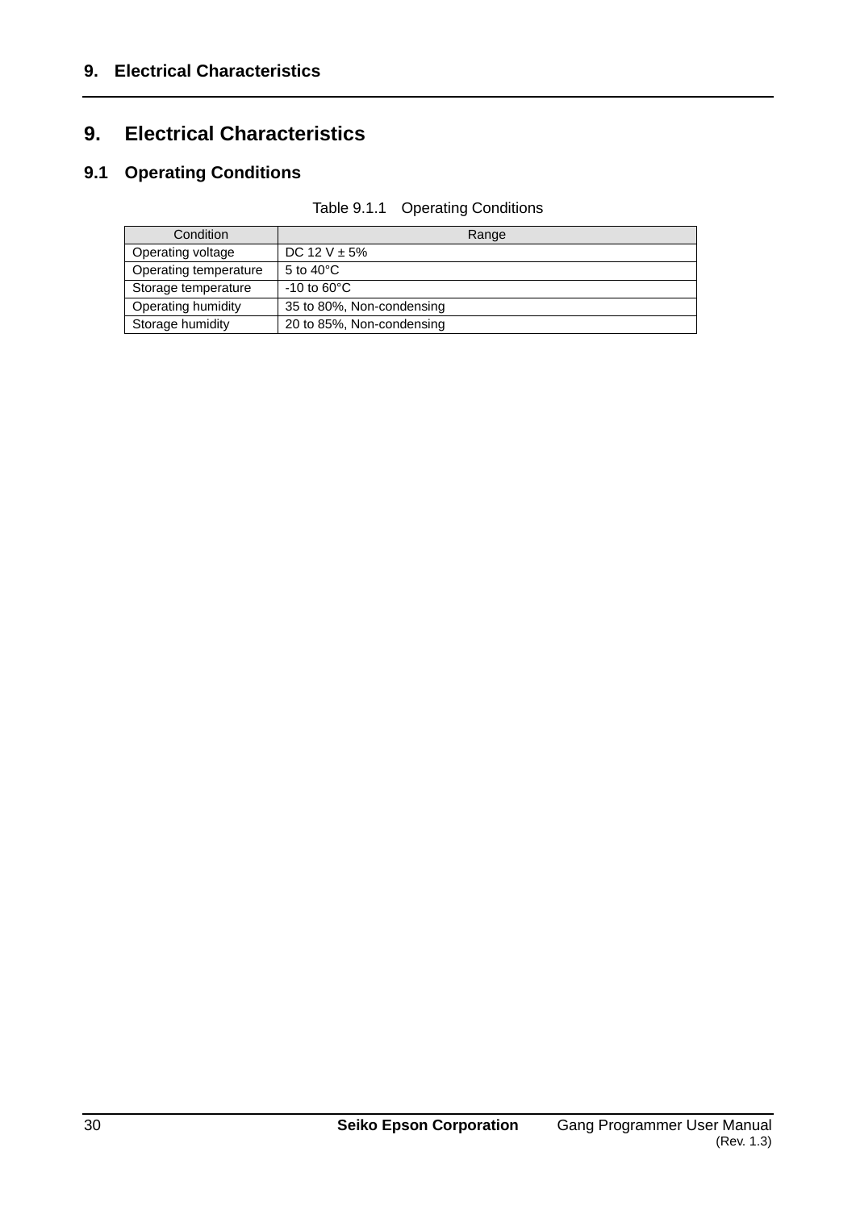# 9. Electrical Characteristics

## 9.1 Operating Conditions

Table 9.1.1 Operating Conditions

| Condition | Range |
|---|---|
| Operating voltage | DC 12 V ± 5% |
| Operating temperature | 5 to 40°C |
| Storage temperature | -10 to 60°C |
| Operating humidity | 35 to 80%, Non-condensing |
| Storage humidity | 20 to 85%, Non-condensing |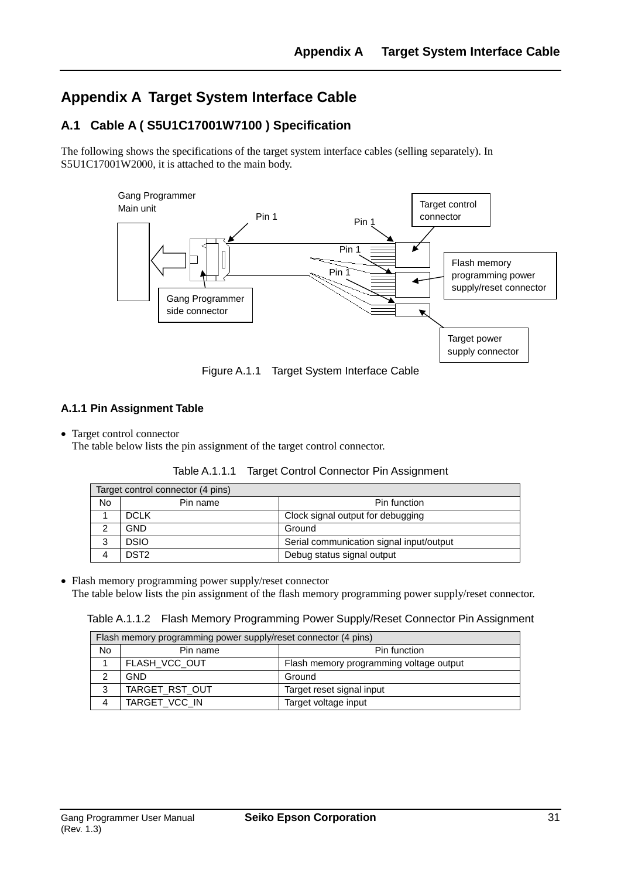# Appendix A Target System Interface Cable

## A.1 Cable A ( S5U1C17001W7100 ) Specification

The following shows the specifications of the target system interface cables (selling separately). In S5U1C17001W2000, it is attached to the main body.

Figure A.1.1 Target System Interface Cable

### A.1.1 Pin Assignment Table

- Target control connector
  The table below lists the pin assignment of the target control connector.

Table A.1.1.1 Target Control Connector Pin Assignment

| Target control connector (4 pins) | | |
|---|---|---|
| No | Pin name | Pin function |
| 1 | DCLK | Clock signal output for debugging |
| 2 | GND | Ground |
| 3 | DSIO | Serial communication signal input/output |
| 4 | DST2 | Debug status signal output |

- Flash memory programming power supply/reset connector
  The table below lists the pin assignment of the flash memory programming power supply/reset connector.

Table A.1.1.2 Flash Memory Programming Power Supply/Reset Connector Pin Assignment

| Flash memory programming power supply/reset connector (4 pins) | | |
|---|---|---|
| No | Pin name | Pin function |
| 1 | FLASH_VCC_OUT | Flash memory programming voltage output |
| 2 | GND | Ground |
| 3 | TARGET_RST_OUT | Target reset signal input |
| 4 | TARGET_VCC_IN | Target voltage input |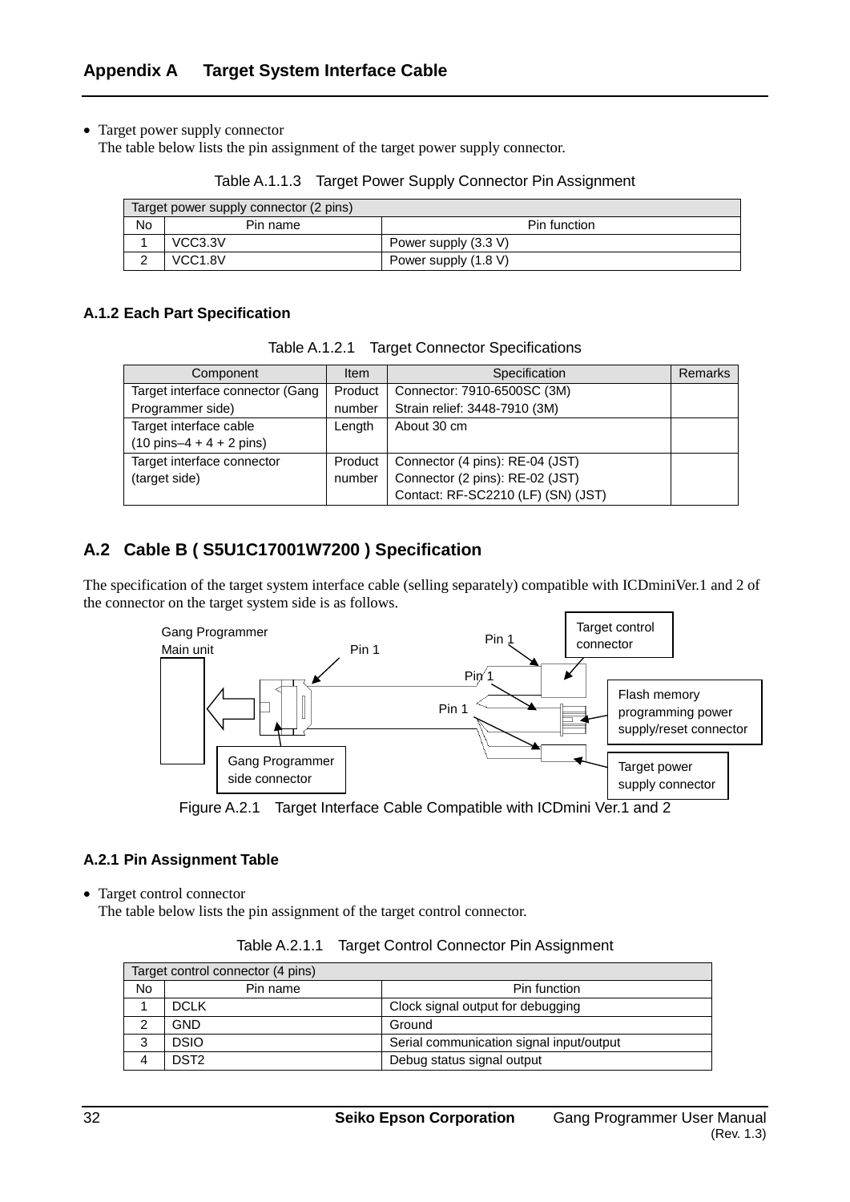## Appendix A Target System Interface Cable

- Target power supply connector
  The table below lists the pin assignment of the target power supply connector.

Table A.1.1.3 Target Power Supply Connector Pin Assignment

| Target power supply connector (2 pins) | | |
|---|---|---|
| No | Pin name | Pin function |
| 1 | VCC3.3V | Power supply (3.3 V) |
| 2 | VCC1.8V | Power supply (1.8 V) |

### A.1.2 Each Part Specification

Table A.1.2.1 Target Connector Specifications

| Component | Item | Specification | Remarks |
|---|---|---|---|
| Target interface connector (Gang Programmer side) | Product number | Connector: 7910-6500SC (3M)<br>Strain relief: 3448-7910 (3M) | |
| Target interface cable<br>(10 pins–4 + 4 + 2 pins) | Length | About 30 cm | |
| Target interface connector (target side) | Product number | Connector (4 pins): RE-04 (JST)<br>Connector (2 pins): RE-02 (JST)<br>Contact: RF-SC2210 (LF) (SN) (JST) | |

## A.2 Cable B ( S5U1C17001W7200 ) Specification

The specification of the target system interface cable (selling separately) compatible with ICDminiVer.1 and 2 of the connector on the target system side is as follows.

Gang Programmer Main unit | Pin 1 | Pin 1 | Pin 1 | Pin 1 | Target control connector | Flash memory programming power supply/reset connector | Target power supply connector | Gang Programmer side connector

Figure A.2.1 Target Interface Cable Compatible with ICDmini Ver.1 and 2

### A.2.1 Pin Assignment Table

- Target control connector
  The table below lists the pin assignment of the target control connector.

Table A.2.1.1 Target Control Connector Pin Assignment

| Target control connector (4 pins) | | |
|---|---|---|
| No | Pin name | Pin function |
| 1 | DCLK | Clock signal output for debugging |
| 2 | GND | Ground |
| 3 | DSIO | Serial communication signal input/output |
| 4 | DST2 | Debug status signal output |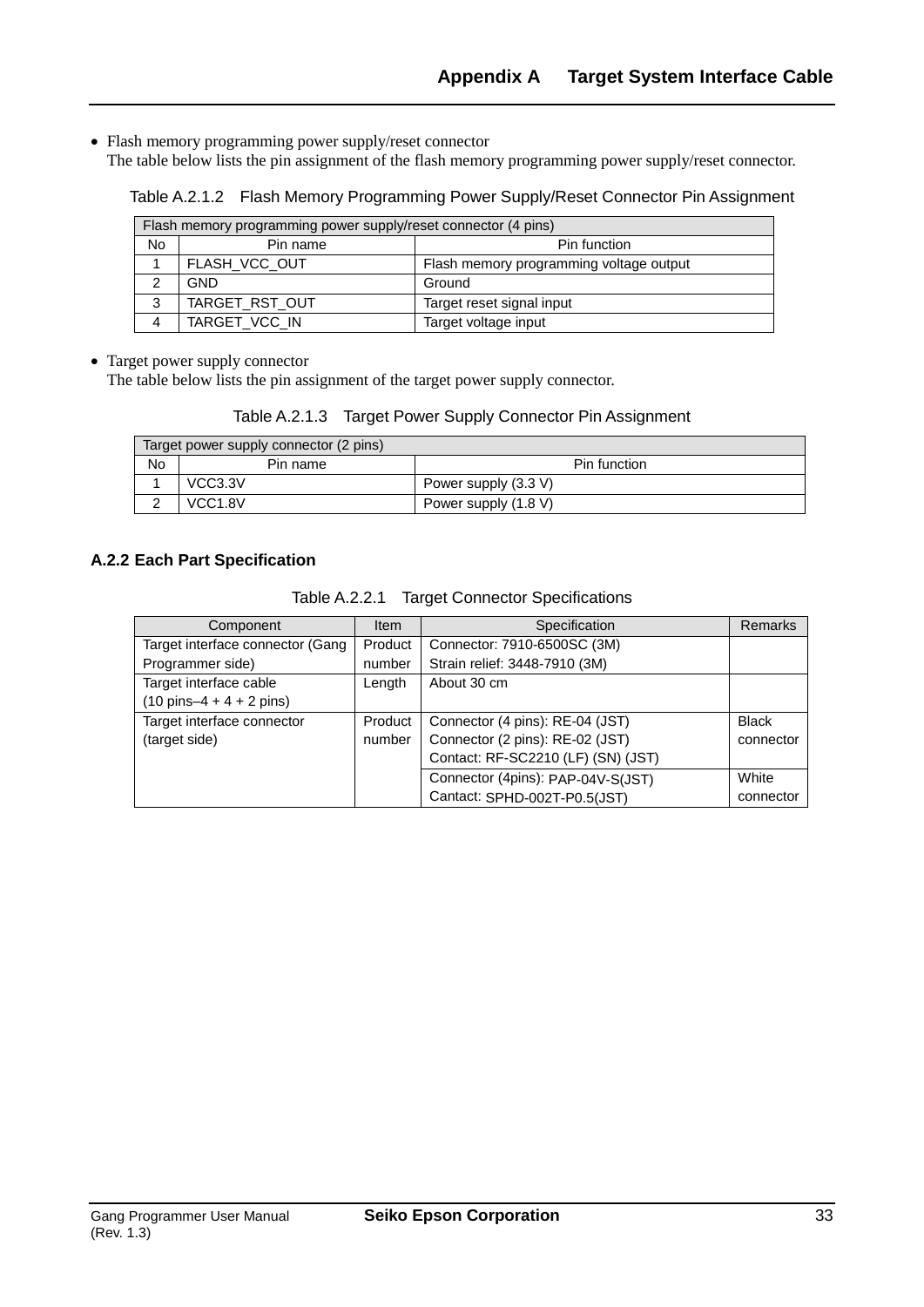- Flash memory programming power supply/reset connector
  The table below lists the pin assignment of the flash memory programming power supply/reset connector.

Table A.2.1.2 Flash Memory Programming Power Supply/Reset Connector Pin Assignment

| Flash memory programming power supply/reset connector (4 pins) | | |
|---|---|---|
| No | Pin name | Pin function |
| 1 | FLASH_VCC_OUT | Flash memory programming voltage output |
| 2 | GND | Ground |
| 3 | TARGET_RST_OUT | Target reset signal input |
| 4 | TARGET_VCC_IN | Target voltage input |

- Target power supply connector
  The table below lists the pin assignment of the target power supply connector.

Table A.2.1.3 Target Power Supply Connector Pin Assignment

| Target power supply connector (2 pins) | | |
|---|---|---|
| No | Pin name | Pin function |
| 1 | VCC3.3V | Power supply (3.3 V) |
| 2 | VCC1.8V | Power supply (1.8 V) |

### A.2.2 Each Part Specification

Table A.2.2.1 Target Connector Specifications

| Component | Item | Specification | Remarks |
|---|---|---|---|
| Target interface connector (Gang Programmer side) | Product number | Connector: 7910-6500SC (3M)<br>Strain relief: 3448-7910 (3M) | |
| Target interface cable (10 pins–4 + 4 + 2 pins) | Length | About 30 cm | |
| Target interface connector (target side) | Product number | Connector (4 pins): RE-04 (JST)<br>Connector (2 pins): RE-02 (JST)<br>Contact: RF-SC2210 (LF) (SN) (JST) | Black connector |
| | | Connector (4pins): PAP-04V-S(JST)<br>Cantact: SPHD-002T-P0.5(JST) | White connector |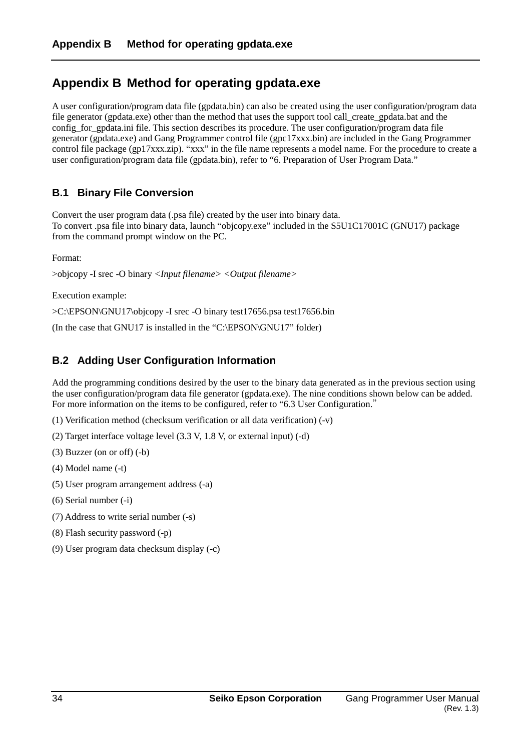# Appendix B Method for operating gpdata.exe

A user configuration/program data file (gpdata.bin) can also be created using the user configuration/program data file generator (gpdata.exe) other than the method that uses the support tool call_create_gpdata.bat and the config_for_gpdata.ini file. This section describes its procedure. The user configuration/program data file generator (gpdata.exe) and Gang Programmer control file (gpc17xxx.bin) are included in the Gang Programmer control file package (gp17xxx.zip). “xxx” in the file name represents a model name. For the procedure to create a user configuration/program data file (gpdata.bin), refer to “6. Preparation of User Program Data.”

## B.1 Binary File Conversion

Convert the user program data (.psa file) created by the user into binary data.
To convert .psa file into binary data, launch “objcopy.exe” included in the S5U1C17001C (GNU17) package from the command prompt window on the PC.

Format:

>objcopy -I srec -O binary *<Input filename> <Output filename>*

Execution example:

>C:\EPSON\GNU17\objcopy -I srec -O binary test17656.psa test17656.bin

(In the case that GNU17 is installed in the “C:\EPSON\GNU17” folder)

## B.2 Adding User Configuration Information

Add the programming conditions desired by the user to the binary data generated as in the previous section using the user configuration/program data file generator (gpdata.exe). The nine conditions shown below can be added. For more information on the items to be configured, refer to “6.3 User Configuration.”

(1) Verification method (checksum verification or all data verification) (-v)

(2) Target interface voltage level (3.3 V, 1.8 V, or external input) (-d)

(3) Buzzer (on or off) (-b)

(4) Model name (-t)

(5) User program arrangement address (-a)

(6) Serial number (-i)

(7) Address to write serial number (-s)

(8) Flash security password (-p)

(9) User program data checksum display (-c)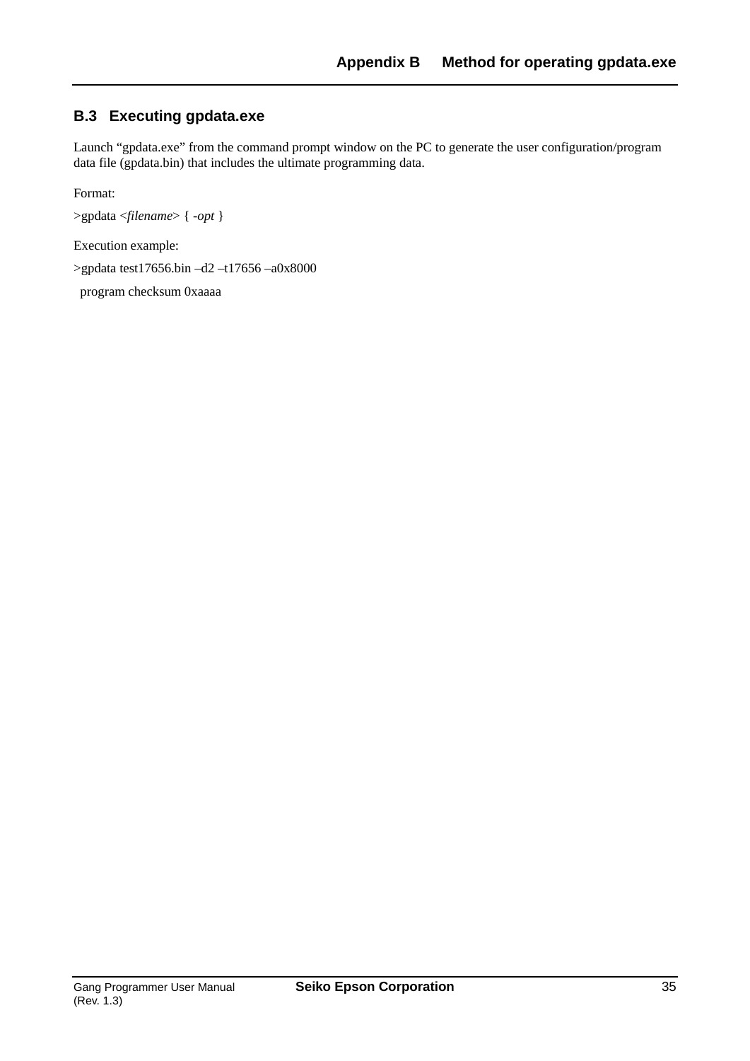## B.3 Executing gpdata.exe

Launch “gpdata.exe” from the command prompt window on the PC to generate the user configuration/program data file (gpdata.bin) that includes the ultimate programming data.

Format:

>gpdata <*filename*> { *-opt* }

Execution example:

>gpdata test17656.bin –d2 –t17656 –a0x8000

  program checksum 0xaaaa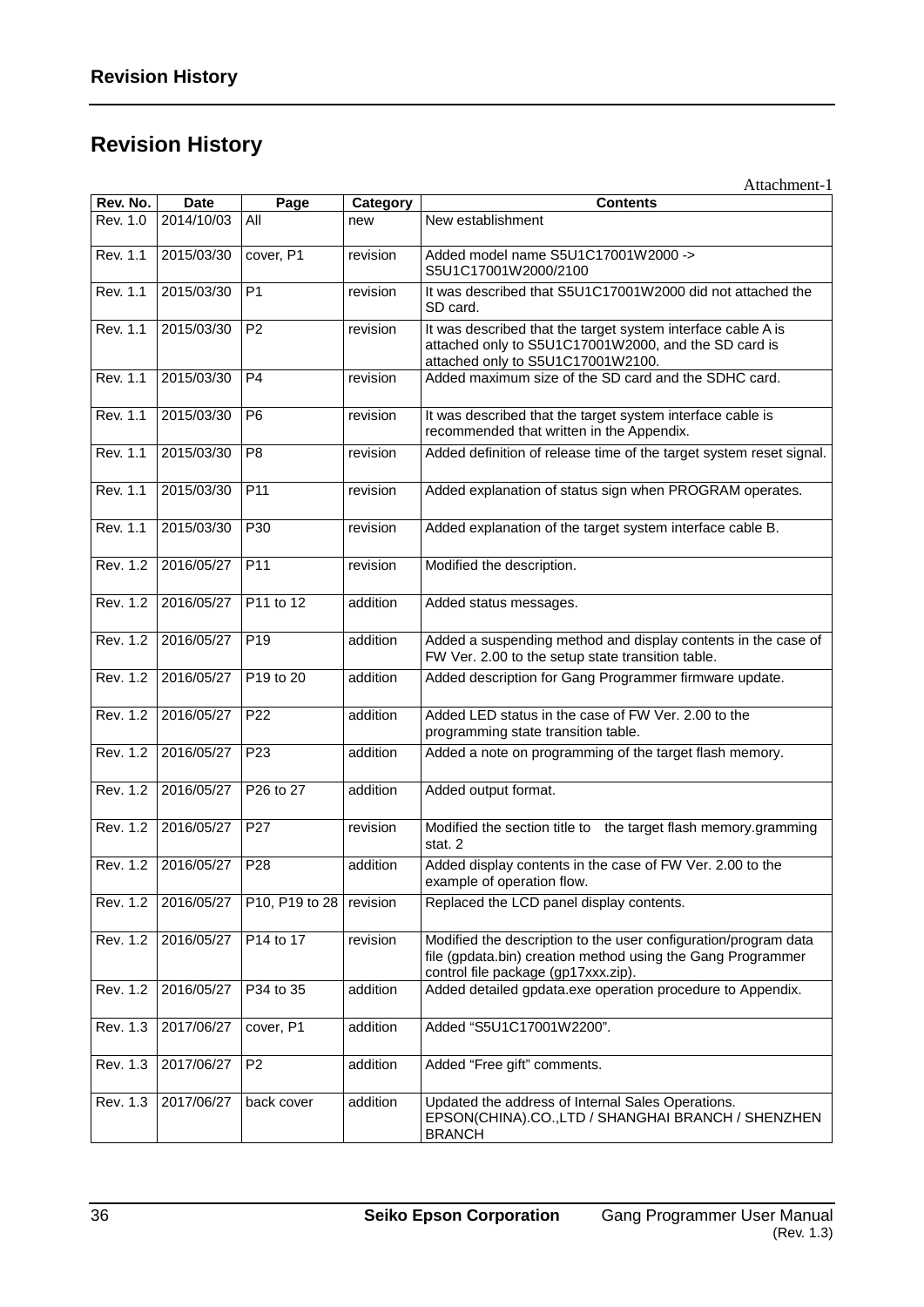## Revision History

Attachment-1

| Rev. No. | Date | Page | Category | Contents |
|---|---|---|---|---|
| Rev. 1.0 | 2014/10/03 | All | new | New establishment |
| Rev. 1.1 | 2015/03/30 | cover, P1 | revision | Added model name S5U1C17001W2000 -> S5U1C17001W2000/2100 |
| Rev. 1.1 | 2015/03/30 | P1 | revision | It was described that S5U1C17001W2000 did not attached the SD card. |
| Rev. 1.1 | 2015/03/30 | P2 | revision | It was described that the target system interface cable A is attached only to S5U1C17001W2000, and the SD card is attached only to S5U1C17001W2100. |
| Rev. 1.1 | 2015/03/30 | P4 | revision | Added maximum size of the SD card and the SDHC card. |
| Rev. 1.1 | 2015/03/30 | P6 | revision | It was described that the target system interface cable is recommended that written in the Appendix. |
| Rev. 1.1 | 2015/03/30 | P8 | revision | Added definition of release time of the target system reset signal. |
| Rev. 1.1 | 2015/03/30 | P11 | revision | Added explanation of status sign when PROGRAM operates. |
| Rev. 1.1 | 2015/03/30 | P30 | revision | Added explanation of the target system interface cable B. |
| Rev. 1.2 | 2016/05/27 | P11 | revision | Modified the description. |
| Rev. 1.2 | 2016/05/27 | P11 to 12 | addition | Added status messages. |
| Rev. 1.2 | 2016/05/27 | P19 | addition | Added a suspending method and display contents in the case of FW Ver. 2.00 to the setup state transition table. |
| Rev. 1.2 | 2016/05/27 | P19 to 20 | addition | Added description for Gang Programmer firmware update. |
| Rev. 1.2 | 2016/05/27 | P22 | addition | Added LED status in the case of FW Ver. 2.00 to the programming state transition table. |
| Rev. 1.2 | 2016/05/27 | P23 | addition | Added a note on programming of the target flash memory. |
| Rev. 1.2 | 2016/05/27 | P26 to 27 | addition | Added output format. |
| Rev. 1.2 | 2016/05/27 | P27 | revision | Modified the section title to the target flash memory.gramming stat. 2 |
| Rev. 1.2 | 2016/05/27 | P28 | addition | Added display contents in the case of FW Ver. 2.00 to the example of operation flow. |
| Rev. 1.2 | 2016/05/27 | P10, P19 to 28 | revision | Replaced the LCD panel display contents. |
| Rev. 1.2 | 2016/05/27 | P14 to 17 | revision | Modified the description to the user configuration/program data file (gpdata.bin) creation method using the Gang Programmer control file package (gp17xxx.zip). |
| Rev. 1.2 | 2016/05/27 | P34 to 35 | addition | Added detailed gpdata.exe operation procedure to Appendix. |
| Rev. 1.3 | 2017/06/27 | cover, P1 | addition | Added "S5U1C17001W2200". |
| Rev. 1.3 | 2017/06/27 | P2 | addition | Added "Free gift" comments. |
| Rev. 1.3 | 2017/06/27 | back cover | addition | Updated the address of Internal Sales Operations. EPSON(CHINA).CO.,LTD / SHANGHAI BRANCH / SHENZHEN BRANCH |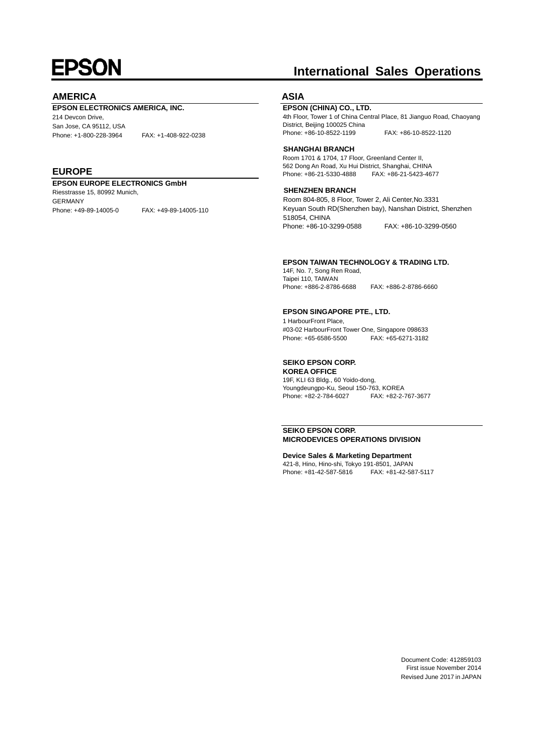# EPSON

# International Sales Operations

## AMERICA

**EPSON ELECTRONICS AMERICA, INC.**

214 Devcon Drive,
San Jose, CA 95112, USA
Phone: +1-800-228-3964 FAX: +1-408-922-0238

## EUROPE

**EPSON EUROPE ELECTRONICS GmbH**

Riesstrasse 15, 80992 Munich,
GERMANY
Phone: +49-89-14005-0 FAX: +49-89-14005-110

## ASIA

**EPSON (CHINA) CO., LTD.**

4th Floor, Tower 1 of China Central Place, 81 Jianguo Road, Chaoyang District, Beijing 100025 China
Phone: +86-10-8522-1199 FAX: +86-10-8522-1120

**SHANGHAI BRANCH**

Room 1701 & 1704, 17 Floor, Greenland Center II,
562 Dong An Road, Xu Hui District, Shanghai, CHINA
Phone: +86-21-5330-4888 FAX: +86-21-5423-4677

**SHENZHEN BRANCH**

Room 804-805, 8 Floor, Tower 2, Ali Center,No.3331
Keyuan South RD(Shenzhen bay), Nanshan District, Shenzhen 518054, CHINA
Phone: +86-10-3299-0588 FAX: +86-10-3299-0560

**EPSON TAIWAN TECHNOLOGY & TRADING LTD.**

14F, No. 7, Song Ren Road,
Taipei 110, TAIWAN
Phone: +886-2-8786-6688 FAX: +886-2-8786-6660

**EPSON SINGAPORE PTE., LTD.**

1 HarbourFront Place,
#03-02 HarbourFront Tower One, Singapore 098633
Phone: +65-6586-5500 FAX: +65-6271-3182

**SEIKO EPSON CORP.**
**KOREA OFFICE**

19F, KLI 63 Bldg., 60 Yoido-dong,
Youngdeungpo-Ku, Seoul 150-763, KOREA
Phone: +82-2-784-6027 FAX: +82-2-767-3677

**SEIKO EPSON CORP.**
**MICRODEVICES OPERATIONS DIVISION**

**Device Sales & Marketing Department**

421-8, Hino, Hino-shi, Tokyo 191-8501, JAPAN
Phone: +81-42-587-5816 FAX: +81-42-587-5117

Document Code: 412859103
First issue November 2014
Revised June 2017 in JAPAN